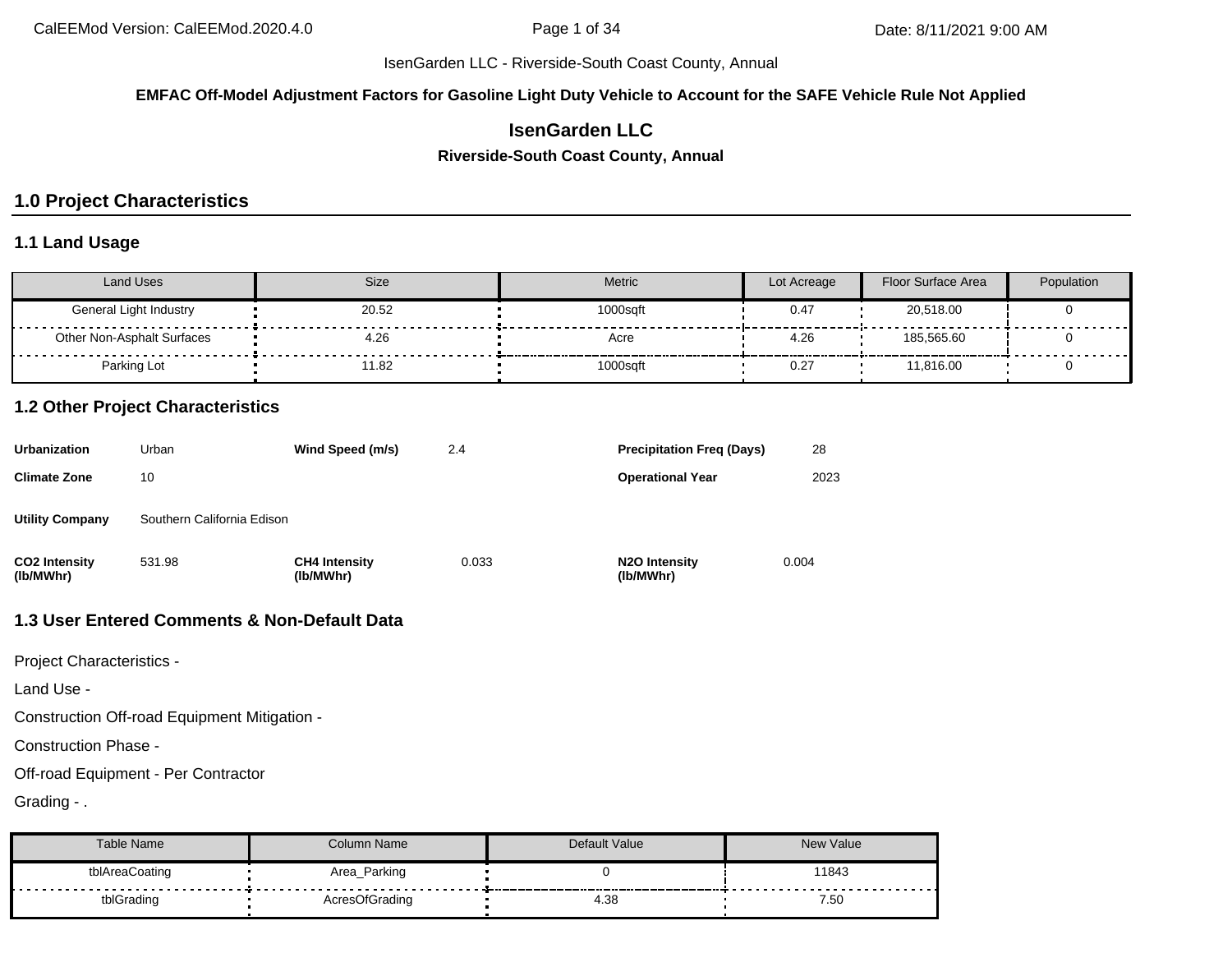IsenGarden LLC - Riverside-South Coast County, Annual

**EMFAC Off-Model Adjustment Factors for Gasoline Light Duty Vehicle to Account for the SAFE Vehicle Rule Not Applied**

# IsenGarden LLC

**Riverside-South Coast County, Annual**

## 1.0 Project Characteristics

### 1.1 Land Usage

| Land Uses | Size | Metric | Lot Acreage | Floor Surface Area | Population |
|---|---|---|---|---|---|
| General Light Industry | 20.52 | 1000sqft | 0.47 | 20,518.00 | 0 |
| Other Non-Asphalt Surfaces | 4.26 | Acre | 4.26 | 185,565.60 | 0 |
| Parking Lot | 11.82 | 1000sqft | 0.27 | 11,816.00 | 0 |

### 1.2 Other Project Characteristics

| | | | | | |
|---|---|---|---|---|---|
| **Urbanization** | Urban | **Wind Speed (m/s)** | 2.4 | **Precipitation Freq (Days)** | 28 |
| **Climate Zone** | 10 | | | **Operational Year** | 2023 |
| **Utility Company** | Southern California Edison | | | | |
| **$CO_2$ Intensity (lb/MWhr)** | 531.98 | **$CH_4$ Intensity (lb/MWhr)** | 0.033 | **$N_2O$ Intensity (lb/MWhr)** | 0.004 |

### 1.3 User Entered Comments & Non-Default Data

Project Characteristics -

Land Use -

Construction Off-road Equipment Mitigation -

Construction Phase -

Off-road Equipment - Per Contractor

Grading - .

| Table Name | Column Name | Default Value | New Value |
|---|---|---|---|
| tblAreaCoating | Area_Parking | 0 | 11843 |
| tblGrading | AcresOfGrading | 4.38 | 7.50 |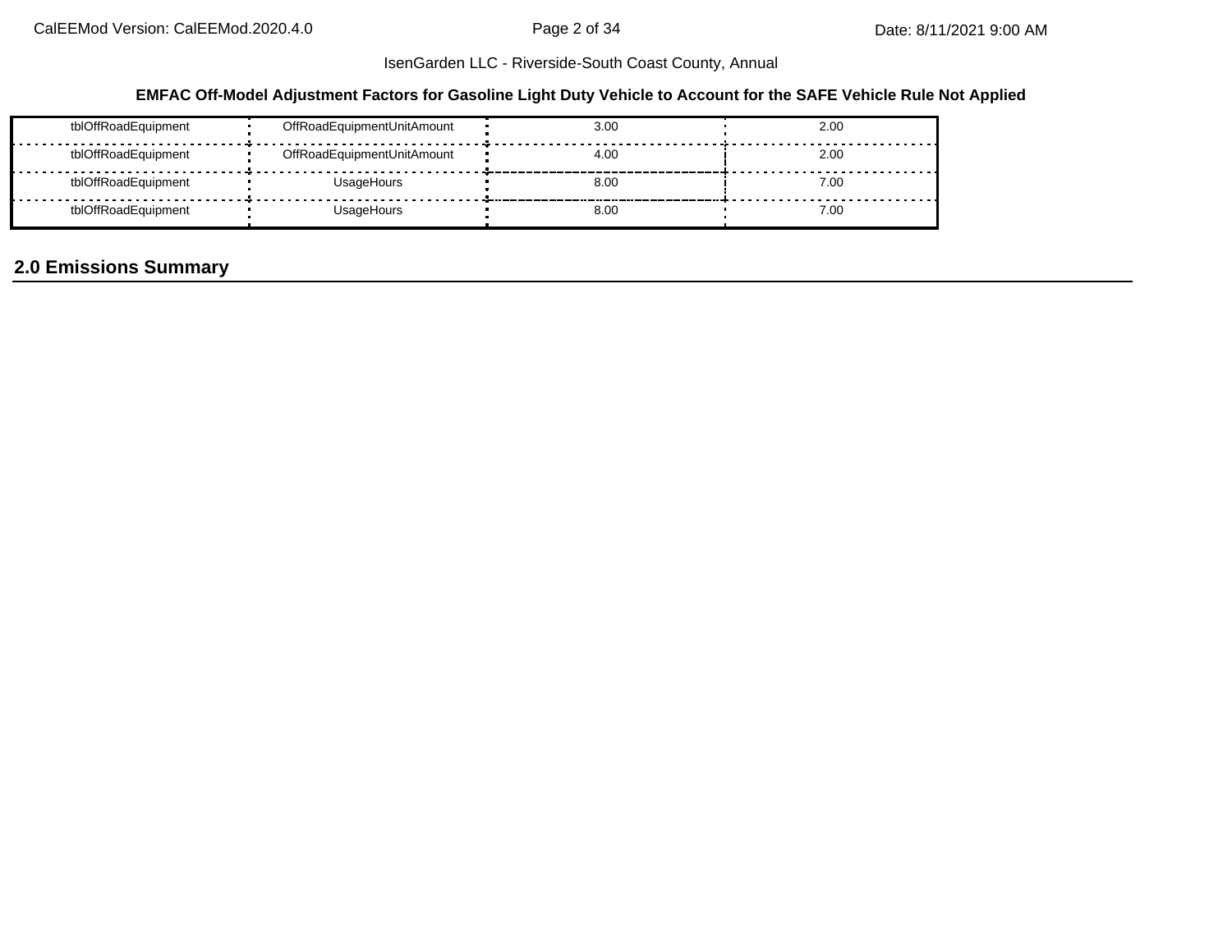**EMFAC Off-Model Adjustment Factors for Gasoline Light Duty Vehicle to Account for the SAFE Vehicle Rule Not Applied**

| | | | |
|---|---|---|---|
| tblOffRoadEquipment | OffRoadEquipmentUnitAmount | 3.00 | 2.00 |
| tblOffRoadEquipment | OffRoadEquipmentUnitAmount | 4.00 | 2.00 |
| tblOffRoadEquipment | UsageHours | 8.00 | 7.00 |
| tblOffRoadEquipment | UsageHours | 8.00 | 7.00 |

## 2.0 Emissions Summary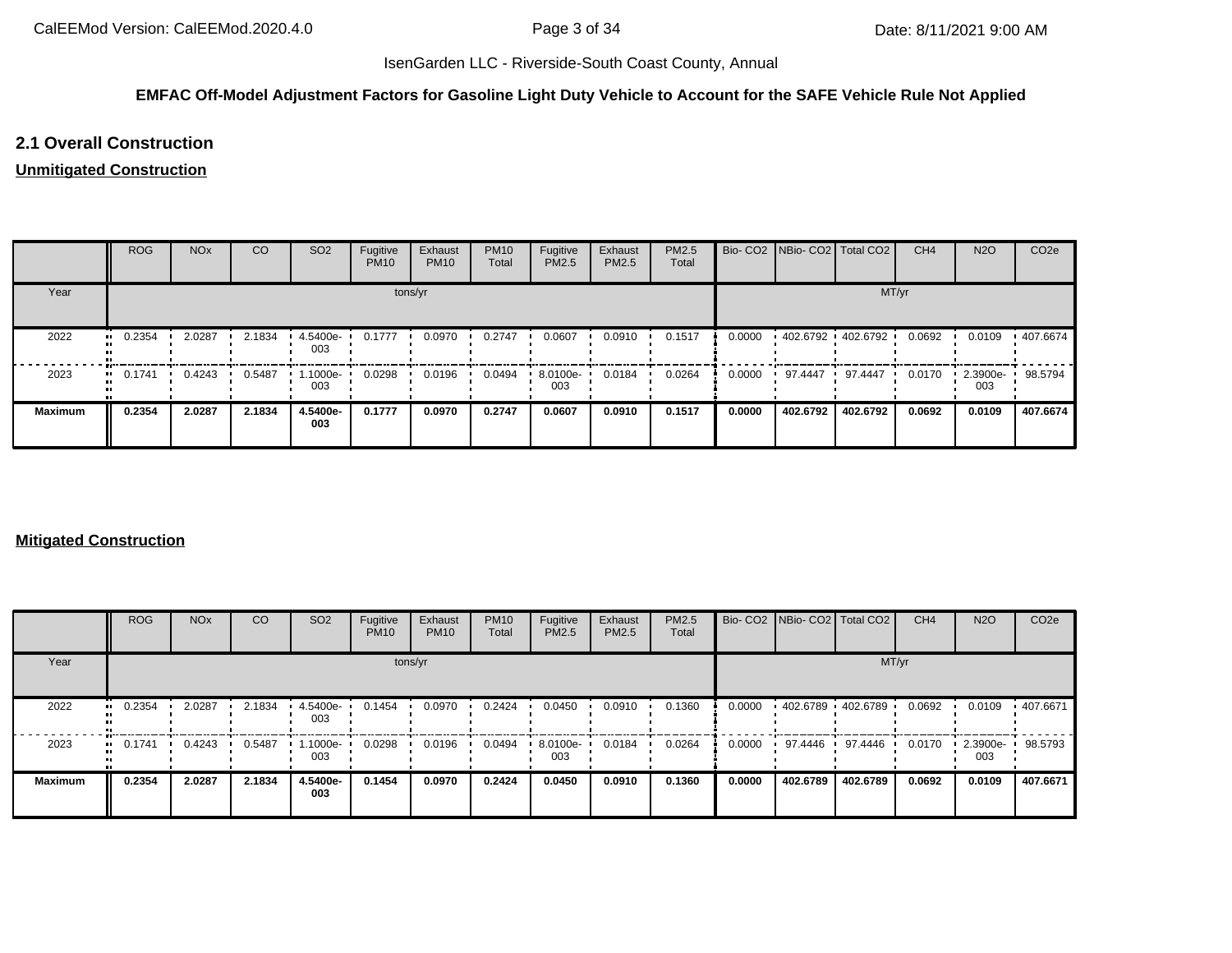**EMFAC Off-Model Adjustment Factors for Gasoline Light Duty Vehicle to Account for the SAFE Vehicle Rule Not Applied**

## 2.1 Overall Construction

**Unmitigated Construction**

| | ROG | NOx | CO | SO2 | Fugitive PM10 | Exhaust PM10 | PM10 Total | Fugitive PM2.5 | Exhaust PM2.5 | PM2.5 Total | Bio- CO2 | NBio- CO2 | Total CO2 | CH4 | N2O | CO2e |
|---|---|---|---|---|---|---|---|---|---|---|---|---|---|---|---|---|
| Year | tons/yr | | | | | | | | | | MT/yr | | | | | |
| 2022 | 0.2354 | 2.0287 | 2.1834 | 4.5400e-003 | 0.1777 | 0.0970 | 0.2747 | 0.0607 | 0.0910 | 0.1517 | 0.0000 | 402.6792 | 402.6792 | 0.0692 | 0.0109 | 407.6674 |
| 2023 | 0.1741 | 0.4243 | 0.5487 | 1.1000e-003 | 0.0298 | 0.0196 | 0.0494 | 8.0100e-003 | 0.0184 | 0.0264 | 0.0000 | 97.4447 | 97.4447 | 0.0170 | 2.3900e-003 | 98.5794 |
| **Maximum** | **0.2354** | **2.0287** | **2.1834** | **4.5400e-003** | **0.1777** | **0.0970** | **0.2747** | **0.0607** | **0.0910** | **0.1517** | **0.0000** | **402.6792** | **402.6792** | **0.0692** | **0.0109** | **407.6674** |

**Mitigated Construction**

| | ROG | NOx | CO | SO2 | Fugitive PM10 | Exhaust PM10 | PM10 Total | Fugitive PM2.5 | Exhaust PM2.5 | PM2.5 Total | Bio- CO2 | NBio- CO2 | Total CO2 | CH4 | N2O | CO2e |
|---|---|---|---|---|---|---|---|---|---|---|---|---|---|---|---|---|
| Year | tons/yr | | | | | | | | | | MT/yr | | | | | |
| 2022 | 0.2354 | 2.0287 | 2.1834 | 4.5400e-003 | 0.1454 | 0.0970 | 0.2424 | 0.0450 | 0.0910 | 0.1360 | 0.0000 | 402.6789 | 402.6789 | 0.0692 | 0.0109 | 407.6671 |
| 2023 | 0.1741 | 0.4243 | 0.5487 | 1.1000e-003 | 0.0298 | 0.0196 | 0.0494 | 8.0100e-003 | 0.0184 | 0.0264 | 0.0000 | 97.4446 | 97.4446 | 0.0170 | 2.3900e-003 | 98.5793 |
| **Maximum** | **0.2354** | **2.0287** | **2.1834** | **4.5400e-003** | **0.1454** | **0.0970** | **0.2424** | **0.0450** | **0.0910** | **0.1360** | **0.0000** | **402.6789** | **402.6789** | **0.0692** | **0.0109** | **407.6671** |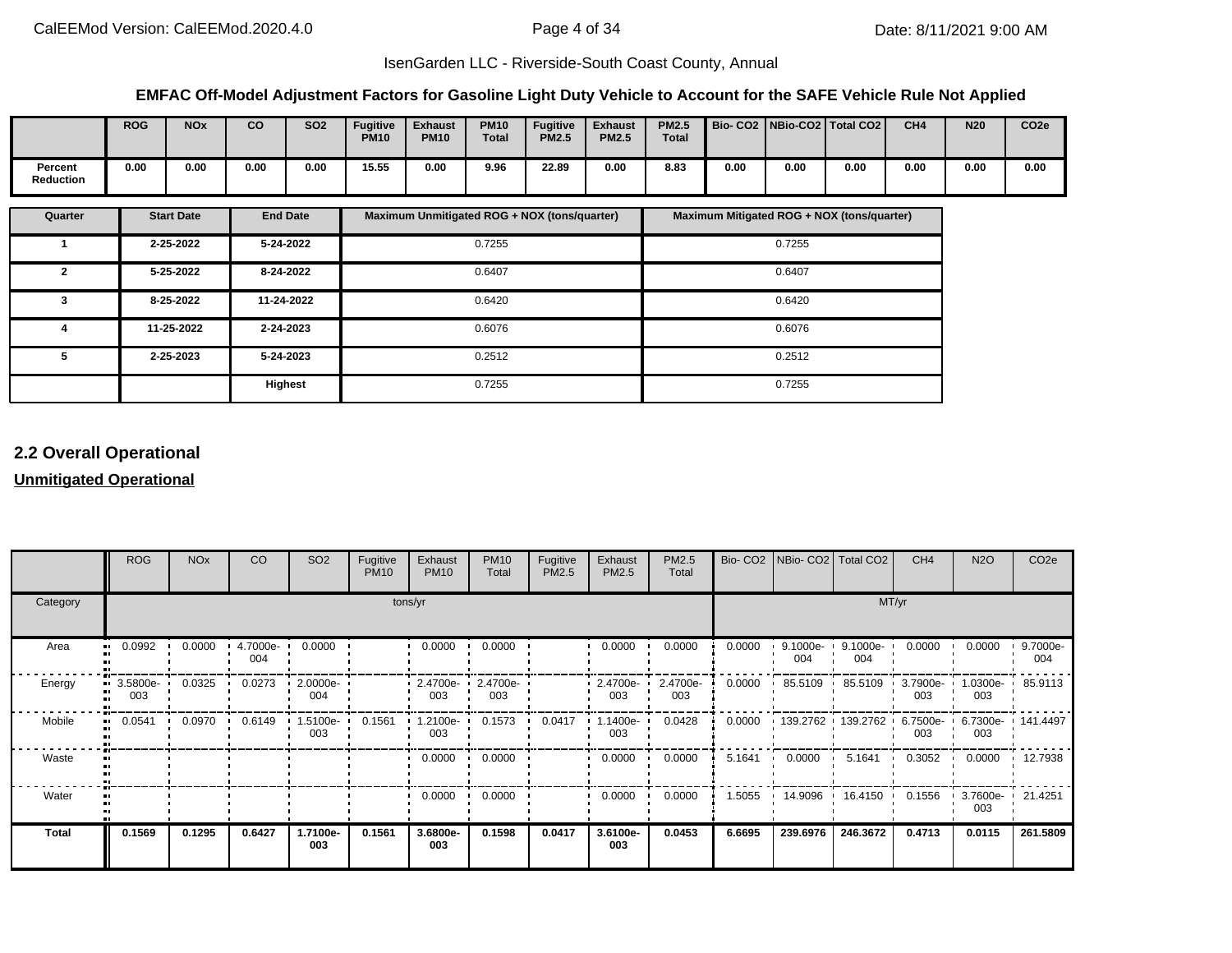IsenGarden LLC - Riverside-South Coast County, Annual

**EMFAC Off-Model Adjustment Factors for Gasoline Light Duty Vehicle to Account for the SAFE Vehicle Rule Not Applied**

| | ROG | NOx | CO | SO2 | Fugitive PM10 | Exhaust PM10 | PM10 Total | Fugitive PM2.5 | Exhaust PM2.5 | PM2.5 Total | Bio- CO2 | NBio-CO2 | Total CO2 | CH4 | N20 | CO2e |
|---|---|---|---|---|---|---|---|---|---|---|---|---|---|---|---|---|
| Percent Reduction | 0.00 | 0.00 | 0.00 | 0.00 | 15.55 | 0.00 | 9.96 | 22.89 | 0.00 | 8.83 | 0.00 | 0.00 | 0.00 | 0.00 | 0.00 | 0.00 |

| Quarter | Start Date | End Date | Maximum Unmitigated ROG + NOX (tons/quarter) | Maximum Mitigated ROG + NOX (tons/quarter) |
|---|---|---|---|---|
| 1 | 2-25-2022 | 5-24-2022 | 0.7255 | 0.7255 |
| 2 | 5-25-2022 | 8-24-2022 | 0.6407 | 0.6407 |
| 3 | 8-25-2022 | 11-24-2022 | 0.6420 | 0.6420 |
| 4 | 11-25-2022 | 2-24-2023 | 0.6076 | 0.6076 |
| 5 | 2-25-2023 | 5-24-2023 | 0.2512 | 0.2512 |
| | | Highest | 0.7255 | 0.7255 |

## 2.2 Overall Operational

**Unmitigated Operational**

| | ROG | NOx | CO | SO2 | Fugitive PM10 | Exhaust PM10 | PM10 Total | Fugitive PM2.5 | Exhaust PM2.5 | PM2.5 Total | Bio- CO2 | NBio- CO2 | Total CO2 | CH4 | N2O | CO2e |
|---|---|---|---|---|---|---|---|---|---|---|---|---|---|---|---|---|
| Category | tons/yr | | | | | | | | | | MT/yr | | | | | |
| Area | 0.0992 | 0.0000 | 4.7000e-004 | 0.0000 | | 0.0000 | 0.0000 | | 0.0000 | 0.0000 | 0.0000 | 9.1000e-004 | 9.1000e-004 | 0.0000 | 0.0000 | 9.7000e-004 |
| Energy | 3.5800e-003 | 0.0325 | 0.0273 | 2.0000e-004 | | 2.4700e-003 | 2.4700e-003 | | 2.4700e-003 | 2.4700e-003 | 0.0000 | 85.5109 | 85.5109 | 3.7900e-003 | 1.0300e-003 | 85.9113 |
| Mobile | 0.0541 | 0.0970 | 0.6149 | 1.5100e-003 | 0.1561 | 1.2100e-003 | 0.1573 | 0.0417 | 1.1400e-003 | 0.0428 | 0.0000 | 139.2762 | 139.2762 | 6.7500e-003 | 6.7300e-003 | 141.4497 |
| Waste | | | | | | 0.0000 | 0.0000 | | 0.0000 | 0.0000 | 5.1641 | 0.0000 | 5.1641 | 0.3052 | 0.0000 | 12.7938 |
| Water | | | | | | 0.0000 | 0.0000 | | 0.0000 | 0.0000 | 1.5055 | 14.9096 | 16.4150 | 0.1556 | 3.7600e-003 | 21.4251 |
| **Total** | **0.1569** | **0.1295** | **0.6427** | **1.7100e-003** | **0.1561** | **3.6800e-003** | **0.1598** | **0.0417** | **3.6100e-003** | **0.0453** | **6.6695** | **239.6976** | **246.3672** | **0.4713** | **0.0115** | **261.5809** |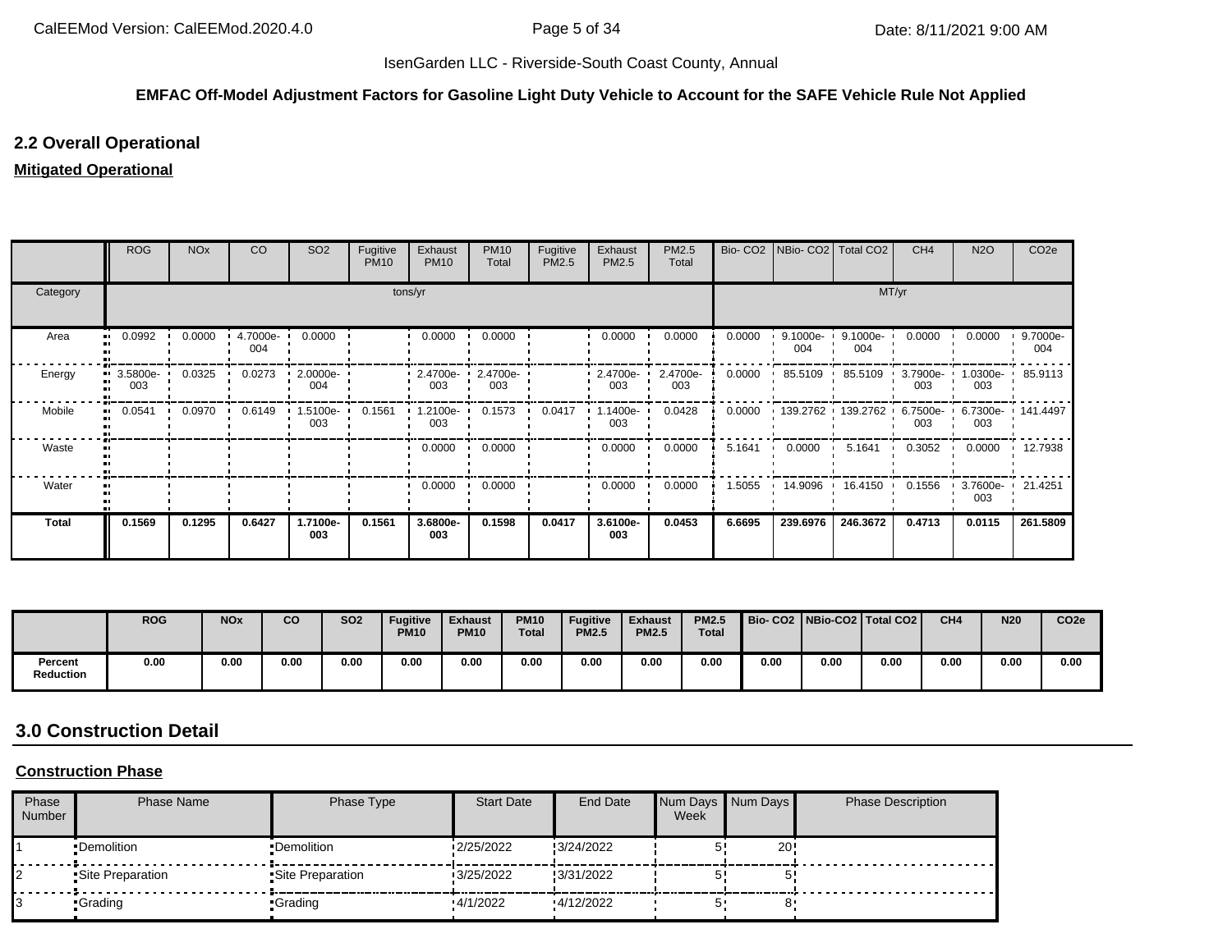IsenGarden LLC - Riverside-South Coast County, Annual

**EMFAC Off-Model Adjustment Factors for Gasoline Light Duty Vehicle to Account for the SAFE Vehicle Rule Not Applied**

## 2.2 Overall Operational

**Mitigated Operational**

| | ROG | NOx | CO | SO2 | Fugitive PM10 | Exhaust PM10 | PM10 Total | Fugitive PM2.5 | Exhaust PM2.5 | PM2.5 Total | Bio- CO2 | NBio- CO2 | Total CO2 | CH4 | N2O | CO2e |
|---|---|---|---|---|---|---|---|---|---|---|---|---|---|---|---|---|
| Category | tons/yr | | | | | | | | | | MT/yr | | | | | |
| Area | 0.0992 | 0.0000 | 4.7000e-004 | 0.0000 | | 0.0000 | 0.0000 | | 0.0000 | 0.0000 | 0.0000 | 9.1000e-004 | 9.1000e-004 | 0.0000 | 0.0000 | 9.7000e-004 |
| Energy | 3.5800e-003 | 0.0325 | 0.0273 | 2.0000e-004 | | 2.4700e-003 | 2.4700e-003 | | 2.4700e-003 | 2.4700e-003 | 0.0000 | 85.5109 | 85.5109 | 3.7900e-003 | 1.0300e-003 | 85.9113 |
| Mobile | 0.0541 | 0.0970 | 0.6149 | 1.5100e-003 | 0.1561 | 1.2100e-003 | 0.1573 | 0.0417 | 1.1400e-003 | 0.0428 | 0.0000 | 139.2762 | 139.2762 | 6.7500e-003 | 6.7300e-003 | 141.4497 |
| Waste | | | | | | 0.0000 | 0.0000 | | 0.0000 | 0.0000 | 5.1641 | 0.0000 | 5.1641 | 0.3052 | 0.0000 | 12.7938 |
| Water | | | | | | 0.0000 | 0.0000 | | 0.0000 | 0.0000 | 1.5055 | 14.9096 | 16.4150 | 0.1556 | 3.7600e-003 | 21.4251 |
| **Total** | **0.1569** | **0.1295** | **0.6427** | **1.7100e-003** | **0.1561** | **3.6800e-003** | **0.1598** | **0.0417** | **3.6100e-003** | **0.0453** | **6.6695** | **239.6976** | **246.3672** | **0.4713** | **0.0115** | **261.5809** |

| | ROG | NOx | CO | SO2 | Fugitive PM10 | Exhaust PM10 | PM10 Total | Fugitive PM2.5 | Exhaust PM2.5 | PM2.5 Total | Bio- CO2 | NBio-CO2 | Total CO2 | CH4 | N20 | CO2e |
|---|---|---|---|---|---|---|---|---|---|---|---|---|---|---|---|---|
| **Percent Reduction** | 0.00 | 0.00 | 0.00 | 0.00 | 0.00 | 0.00 | 0.00 | 0.00 | 0.00 | 0.00 | 0.00 | 0.00 | 0.00 | 0.00 | 0.00 | 0.00 |

## 3.0 Construction Detail

**Construction Phase**

| Phase Number | Phase Name | Phase Type | Start Date | End Date | Num Days Week | Num Days | Phase Description |
|---|---|---|---|---|---|---|---|
| 1 | Demolition | Demolition | 2/25/2022 | 3/24/2022 | 5 | 20 | |
| 2 | Site Preparation | Site Preparation | 3/25/2022 | 3/31/2022 | 5 | 5 | |
| 3 | Grading | Grading | 4/1/2022 | 4/12/2022 | 5 | 8 | |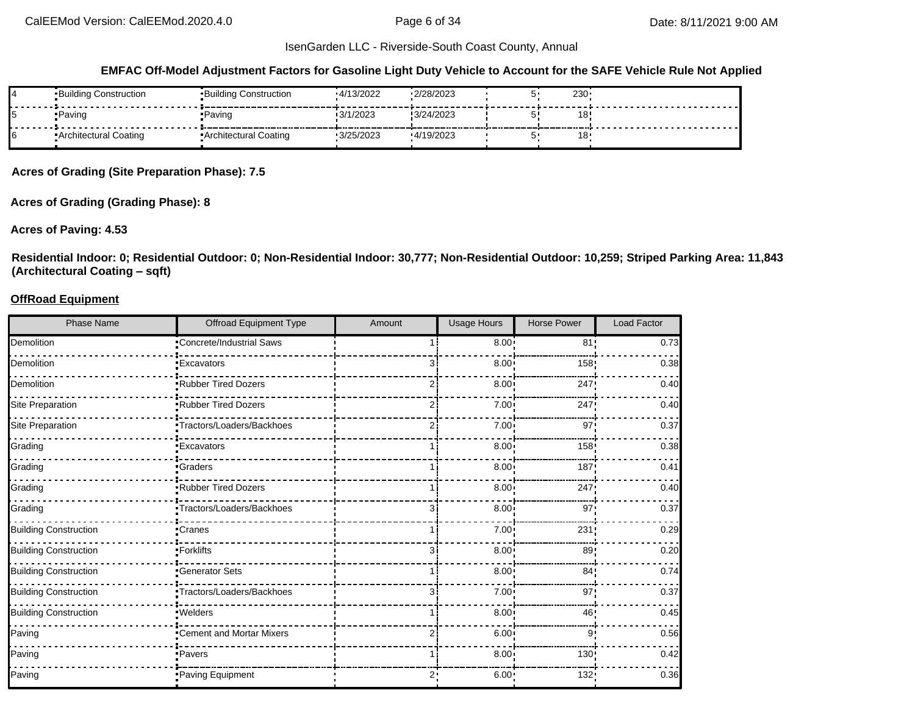**EMFAC Off-Model Adjustment Factors for Gasoline Light Duty Vehicle to Account for the SAFE Vehicle Rule Not Applied**

| | | | | | | | |
|---|---|---|---|---|---|---|---|
| 4 | Building Construction | Building Construction | 4/13/2022 | 2/28/2023 | 5 | 230 | |
| 5 | Paving | Paving | 3/1/2023 | 3/24/2023 | 5 | 18 | |
| 6 | Architectural Coating | Architectural Coating | 3/25/2023 | 4/19/2023 | 5 | 18 | |

**Acres of Grading (Site Preparation Phase): 7.5**

**Acres of Grading (Grading Phase): 8**

**Acres of Paving: 4.53**

**Residential Indoor: 0; Residential Outdoor: 0; Non-Residential Indoor: 30,777; Non-Residential Outdoor: 10,259; Striped Parking Area: 11,843 (Architectural Coating – sqft)**

**OffRoad Equipment**

| Phase Name | Offroad Equipment Type | Amount | Usage Hours | Horse Power | Load Factor |
|---|---|---|---|---|---|
| Demolition | Concrete/Industrial Saws | 1 | 8.00 | 81 | 0.73 |
| Demolition | Excavators | 3 | 8.00 | 158 | 0.38 |
| Demolition | Rubber Tired Dozers | 2 | 8.00 | 247 | 0.40 |
| Site Preparation | Rubber Tired Dozers | 2 | 7.00 | 247 | 0.40 |
| Site Preparation | Tractors/Loaders/Backhoes | 2 | 7.00 | 97 | 0.37 |
| Grading | Excavators | 1 | 8.00 | 158 | 0.38 |
| Grading | Graders | 1 | 8.00 | 187 | 0.41 |
| Grading | Rubber Tired Dozers | 1 | 8.00 | 247 | 0.40 |
| Grading | Tractors/Loaders/Backhoes | 3 | 8.00 | 97 | 0.37 |
| Building Construction | Cranes | 1 | 7.00 | 231 | 0.29 |
| Building Construction | Forklifts | 3 | 8.00 | 89 | 0.20 |
| Building Construction | Generator Sets | 1 | 8.00 | 84 | 0.74 |
| Building Construction | Tractors/Loaders/Backhoes | 3 | 7.00 | 97 | 0.37 |
| Building Construction | Welders | 1 | 8.00 | 46 | 0.45 |
| Paving | Cement and Mortar Mixers | 2 | 6.00 | 9 | 0.56 |
| Paving | Pavers | 1 | 8.00 | 130 | 0.42 |
| Paving | Paving Equipment | 2 | 6.00 | 132 | 0.36 |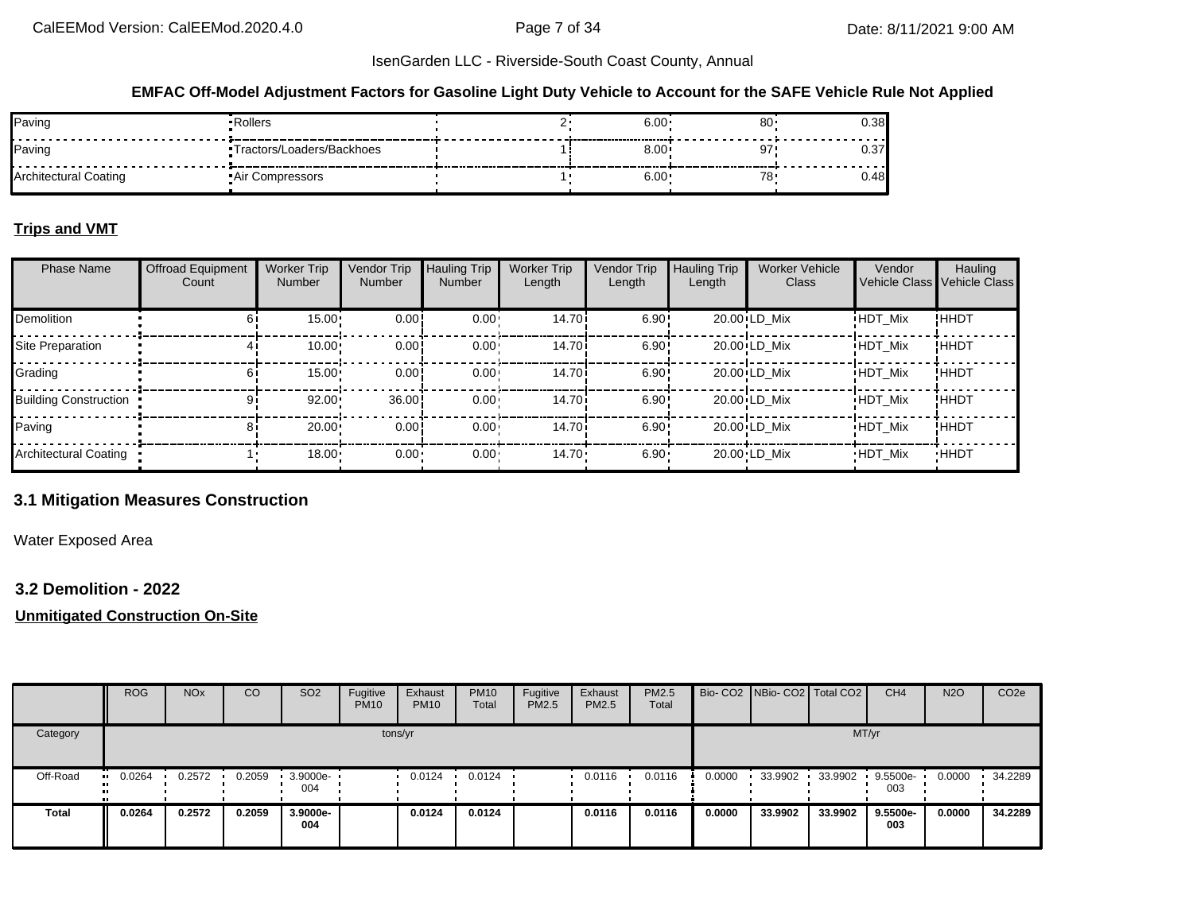IsenGarden LLC - Riverside-South Coast County, Annual

**EMFAC Off-Model Adjustment Factors for Gasoline Light Duty Vehicle to Account for the SAFE Vehicle Rule Not Applied**

| | | | | | |
|---|---|---|---|---|---|
| Paving | Rollers | 2 | 6.00 | 80 | 0.38 |
| Paving | Tractors/Loaders/Backhoes | 1 | 8.00 | 97 | 0.37 |
| Architectural Coating | Air Compressors | 1 | 6.00 | 78 | 0.48 |

**Trips and VMT**

| Phase Name | Offroad Equipment Count | Worker Trip Number | Vendor Trip Number | Hauling Trip Number | Worker Trip Length | Vendor Trip Length | Hauling Trip Length | Worker Vehicle Class | Vendor Vehicle Class | Hauling Vehicle Class |
|---|---|---|---|---|---|---|---|---|---|---|
| Demolition | 6 | 15.00 | 0.00 | 0.00 | 14.70 | 6.90 | 20.00 | LD_Mix | HDT_Mix | HHDT |
| Site Preparation | 4 | 10.00 | 0.00 | 0.00 | 14.70 | 6.90 | 20.00 | LD_Mix | HDT_Mix | HHDT |
| Grading | 6 | 15.00 | 0.00 | 0.00 | 14.70 | 6.90 | 20.00 | LD_Mix | HDT_Mix | HHDT |
| Building Construction | 9 | 92.00 | 36.00 | 0.00 | 14.70 | 6.90 | 20.00 | LD_Mix | HDT_Mix | HHDT |
| Paving | 8 | 20.00 | 0.00 | 0.00 | 14.70 | 6.90 | 20.00 | LD_Mix | HDT_Mix | HHDT |
| Architectural Coating | 1 | 18.00 | 0.00 | 0.00 | 14.70 | 6.90 | 20.00 | LD_Mix | HDT_Mix | HHDT |

## 3.1 Mitigation Measures Construction

Water Exposed Area

## 3.2 Demolition - 2022

**Unmitigated Construction On-Site**

| | ROG | NOx | CO | SO2 | Fugitive PM10 | Exhaust PM10 | PM10 Total | Fugitive PM2.5 | Exhaust PM2.5 | PM2.5 Total | Bio- CO2 | NBio- CO2 | Total CO2 | CH4 | N2O | CO2e |
|---|---|---|---|---|---|---|---|---|---|---|---|---|---|---|---|---|
| Category | tons/yr | | | | | | | | | | MT/yr | | | | | |
| Off-Road | 0.0264 | 0.2572 | 0.2059 | 3.9000e-004 | | 0.0124 | 0.0124 | | 0.0116 | 0.0116 | 0.0000 | 33.9902 | 33.9902 | 9.5500e-003 | 0.0000 | 34.2289 |
| **Total** | **0.0264** | **0.2572** | **0.2059** | **3.9000e-004** | | **0.0124** | **0.0124** | | **0.0116** | **0.0116** | **0.0000** | **33.9902** | **33.9902** | **9.5500e-003** | **0.0000** | **34.2289** |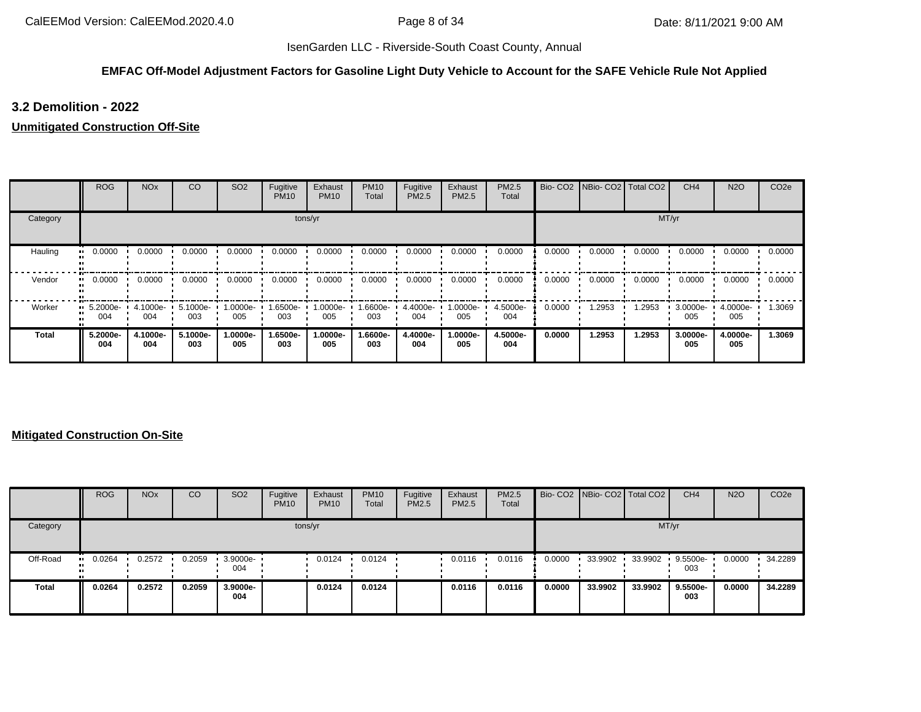**EMFAC Off-Model Adjustment Factors for Gasoline Light Duty Vehicle to Account for the SAFE Vehicle Rule Not Applied**

## 3.2 Demolition - 2022

**Unmitigated Construction Off-Site**

| | ROG | NOx | CO | SO2 | Fugitive PM10 | Exhaust PM10 | PM10 Total | Fugitive PM2.5 | Exhaust PM2.5 | PM2.5 Total | Bio- CO2 | NBio- CO2 | Total CO2 | CH4 | N2O | CO2e |
|---|---|---|---|---|---|---|---|---|---|---|---|---|---|---|---|---|
| Category | tons/yr | | | | | | | | | | MT/yr | | | | | |
| Hauling | 0.0000 | 0.0000 | 0.0000 | 0.0000 | 0.0000 | 0.0000 | 0.0000 | 0.0000 | 0.0000 | 0.0000 | 0.0000 | 0.0000 | 0.0000 | 0.0000 | 0.0000 | 0.0000 |
| Vendor | 0.0000 | 0.0000 | 0.0000 | 0.0000 | 0.0000 | 0.0000 | 0.0000 | 0.0000 | 0.0000 | 0.0000 | 0.0000 | 0.0000 | 0.0000 | 0.0000 | 0.0000 | 0.0000 |
| Worker | 5.2000e-004 | 4.1000e-004 | 5.1000e-003 | 1.0000e-005 | 1.6500e-003 | 1.0000e-005 | 1.6600e-003 | 4.4000e-004 | 1.0000e-005 | 4.5000e-004 | 0.0000 | 1.2953 | 1.2953 | 3.0000e-005 | 4.0000e-005 | 1.3069 |
| **Total** | **5.2000e-004** | **4.1000e-004** | **5.1000e-003** | **1.0000e-005** | **1.6500e-003** | **1.0000e-005** | **1.6600e-003** | **4.4000e-004** | **1.0000e-005** | **4.5000e-004** | **0.0000** | **1.2953** | **1.2953** | **3.0000e-005** | **4.0000e-005** | **1.3069** |

**Mitigated Construction On-Site**

| | ROG | NOx | CO | SO2 | Fugitive PM10 | Exhaust PM10 | PM10 Total | Fugitive PM2.5 | Exhaust PM2.5 | PM2.5 Total | Bio- CO2 | NBio- CO2 | Total CO2 | CH4 | N2O | CO2e |
|---|---|---|---|---|---|---|---|---|---|---|---|---|---|---|---|---|
| Category | tons/yr | | | | | | | | | | MT/yr | | | | | |
| Off-Road | 0.0264 | 0.2572 | 0.2059 | 3.9000e-004 | | 0.0124 | 0.0124 | | 0.0116 | 0.0116 | 0.0000 | 33.9902 | 33.9902 | 9.5500e-003 | 0.0000 | 34.2289 |
| **Total** | **0.0264** | **0.2572** | **0.2059** | **3.9000e-004** | | **0.0124** | **0.0124** | | **0.0116** | **0.0116** | **0.0000** | **33.9902** | **33.9902** | **9.5500e-003** | **0.0000** | **34.2289** |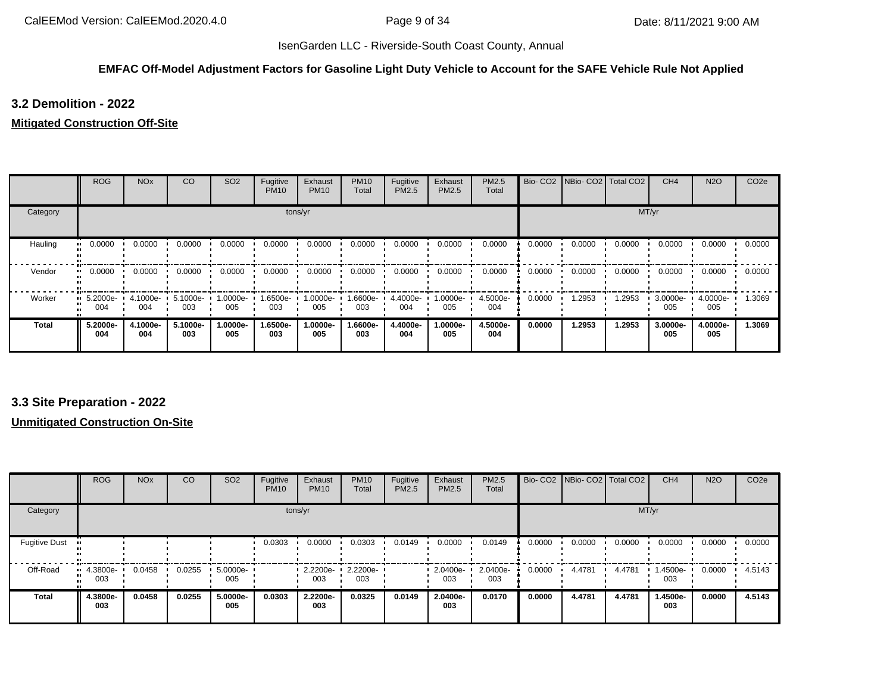**EMFAC Off-Model Adjustment Factors for Gasoline Light Duty Vehicle to Account for the SAFE Vehicle Rule Not Applied**

## 3.2 Demolition - 2022

### Mitigated Construction Off-Site

| | ROG | NOx | CO | SO2 | Fugitive PM10 | Exhaust PM10 | PM10 Total | Fugitive PM2.5 | Exhaust PM2.5 | PM2.5 Total | Bio- CO2 | NBio- CO2 | Total CO2 | CH4 | N2O | CO2e |
|---|---|---|---|---|---|---|---|---|---|---|---|---|---|---|---|---|
| Category | tons/yr | | | | | | | | | | MT/yr | | | | | |
| Hauling | 0.0000 | 0.0000 | 0.0000 | 0.0000 | 0.0000 | 0.0000 | 0.0000 | 0.0000 | 0.0000 | 0.0000 | 0.0000 | 0.0000 | 0.0000 | 0.0000 | 0.0000 | 0.0000 |
| Vendor | 0.0000 | 0.0000 | 0.0000 | 0.0000 | 0.0000 | 0.0000 | 0.0000 | 0.0000 | 0.0000 | 0.0000 | 0.0000 | 0.0000 | 0.0000 | 0.0000 | 0.0000 | 0.0000 |
| Worker | 5.2000e-004 | 4.1000e-004 | 5.1000e-003 | 1.0000e-005 | 1.6500e-003 | 1.0000e-005 | 1.6600e-003 | 4.4000e-004 | 1.0000e-005 | 4.5000e-004 | 0.0000 | 1.2953 | 1.2953 | 3.0000e-005 | 4.0000e-005 | 1.3069 |
| **Total** | **5.2000e-004** | **4.1000e-004** | **5.1000e-003** | **1.0000e-005** | **1.6500e-003** | **1.0000e-005** | **1.6600e-003** | **4.4000e-004** | **1.0000e-005** | **4.5000e-004** | **0.0000** | **1.2953** | **1.2953** | **3.0000e-005** | **4.0000e-005** | **1.3069** |

## 3.3 Site Preparation - 2022

### Unmitigated Construction On-Site

| | ROG | NOx | CO | SO2 | Fugitive PM10 | Exhaust PM10 | PM10 Total | Fugitive PM2.5 | Exhaust PM2.5 | PM2.5 Total | Bio- CO2 | NBio- CO2 | Total CO2 | CH4 | N2O | CO2e |
|---|---|---|---|---|---|---|---|---|---|---|---|---|---|---|---|---|
| Category | tons/yr | | | | | | | | | | MT/yr | | | | | |
| Fugitive Dust | | | | | 0.0303 | 0.0000 | 0.0303 | 0.0149 | 0.0000 | 0.0149 | 0.0000 | 0.0000 | 0.0000 | 0.0000 | 0.0000 | 0.0000 |
| Off-Road | 4.3800e-003 | 0.0458 | 0.0255 | 5.0000e-005 | | 2.2200e-003 | 2.2200e-003 | | 2.0400e-003 | 2.0400e-003 | 0.0000 | 4.4781 | 4.4781 | 1.4500e-003 | 0.0000 | 4.5143 |
| **Total** | **4.3800e-003** | **0.0458** | **0.0255** | **5.0000e-005** | **0.0303** | **2.2200e-003** | **0.0325** | **0.0149** | **2.0400e-003** | **0.0170** | **0.0000** | **4.4781** | **4.4781** | **1.4500e-003** | **0.0000** | **4.5143** |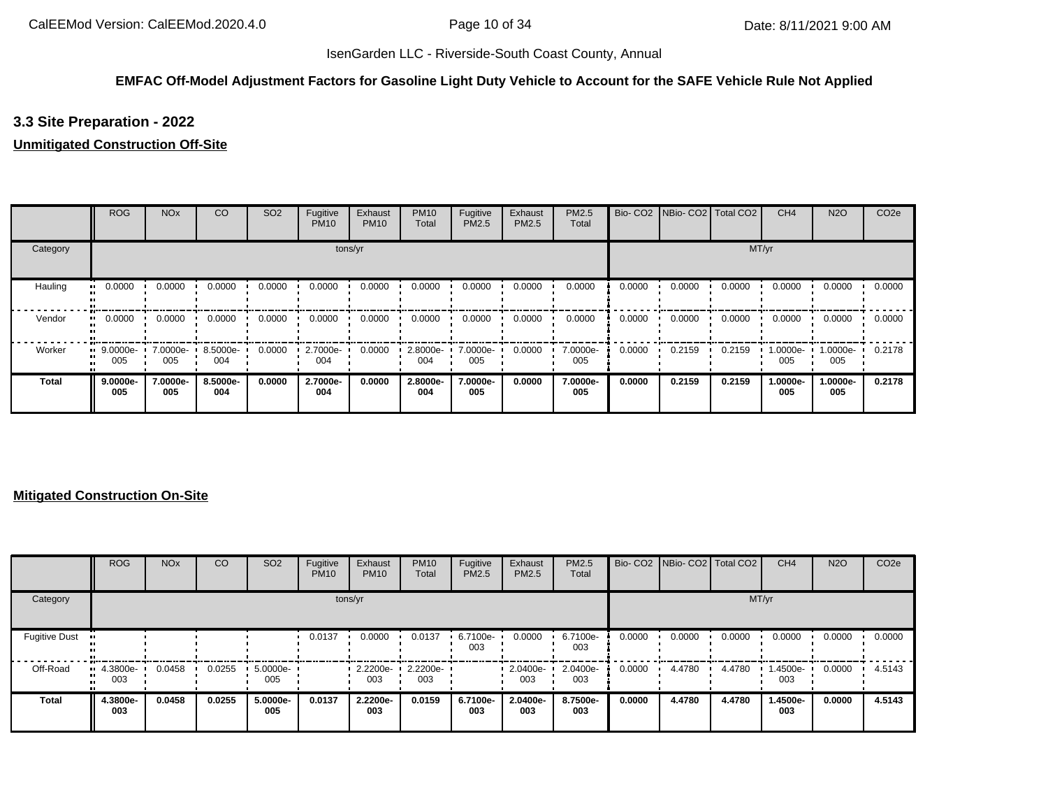IsenGarden LLC - Riverside-South Coast County, Annual

**EMFAC Off-Model Adjustment Factors for Gasoline Light Duty Vehicle to Account for the SAFE Vehicle Rule Not Applied**

### 3.3 Site Preparation - 2022

**Unmitigated Construction Off-Site**

| | ROG | NOx | CO | SO2 | Fugitive PM10 | Exhaust PM10 | PM10 Total | Fugitive PM2.5 | Exhaust PM2.5 | PM2.5 Total | Bio- CO2 | NBio- CO2 | Total CO2 | CH4 | N2O | CO2e |
|---|---|---|---|---|---|---|---|---|---|---|---|---|---|---|---|---|
| Category | tons/yr | | | | | | | | | | MT/yr | | | | | |
| Hauling | 0.0000 | 0.0000 | 0.0000 | 0.0000 | 0.0000 | 0.0000 | 0.0000 | 0.0000 | 0.0000 | 0.0000 | 0.0000 | 0.0000 | 0.0000 | 0.0000 | 0.0000 | 0.0000 |
| Vendor | 0.0000 | 0.0000 | 0.0000 | 0.0000 | 0.0000 | 0.0000 | 0.0000 | 0.0000 | 0.0000 | 0.0000 | 0.0000 | 0.0000 | 0.0000 | 0.0000 | 0.0000 | 0.0000 |
| Worker | 9.0000e-005 | 7.0000e-005 | 8.5000e-004 | 0.0000 | 2.7000e-004 | 0.0000 | 2.8000e-004 | 7.0000e-005 | 0.0000 | 7.0000e-005 | 0.0000 | 0.2159 | 0.2159 | 1.0000e-005 | 1.0000e-005 | 0.2178 |
| **Total** | **9.0000e-005** | **7.0000e-005** | **8.5000e-004** | **0.0000** | **2.7000e-004** | **0.0000** | **2.8000e-004** | **7.0000e-005** | **0.0000** | **7.0000e-005** | **0.0000** | **0.2159** | **0.2159** | **1.0000e-005** | **1.0000e-005** | **0.2178** |

**Mitigated Construction On-Site**

| | ROG | NOx | CO | SO2 | Fugitive PM10 | Exhaust PM10 | PM10 Total | Fugitive PM2.5 | Exhaust PM2.5 | PM2.5 Total | Bio- CO2 | NBio- CO2 | Total CO2 | CH4 | N2O | CO2e |
|---|---|---|---|---|---|---|---|---|---|---|---|---|---|---|---|---|
| Category | tons/yr | | | | | | | | | | MT/yr | | | | | |
| Fugitive Dust | | | | | 0.0137 | 0.0000 | 0.0137 | 6.7100e-003 | 0.0000 | 6.7100e-003 | 0.0000 | 0.0000 | 0.0000 | 0.0000 | 0.0000 | 0.0000 |
| Off-Road | 4.3800e-003 | 0.0458 | 0.0255 | 5.0000e-005 | | 2.2200e-003 | 2.2200e-003 | | 2.0400e-003 | 2.0400e-003 | 0.0000 | 4.4780 | 4.4780 | 1.4500e-003 | 0.0000 | 4.5143 |
| **Total** | **4.3800e-003** | **0.0458** | **0.0255** | **5.0000e-005** | **0.0137** | **2.2200e-003** | **0.0159** | **6.7100e-003** | **2.0400e-003** | **8.7500e-003** | **0.0000** | **4.4780** | **4.4780** | **1.4500e-003** | **0.0000** | **4.5143** |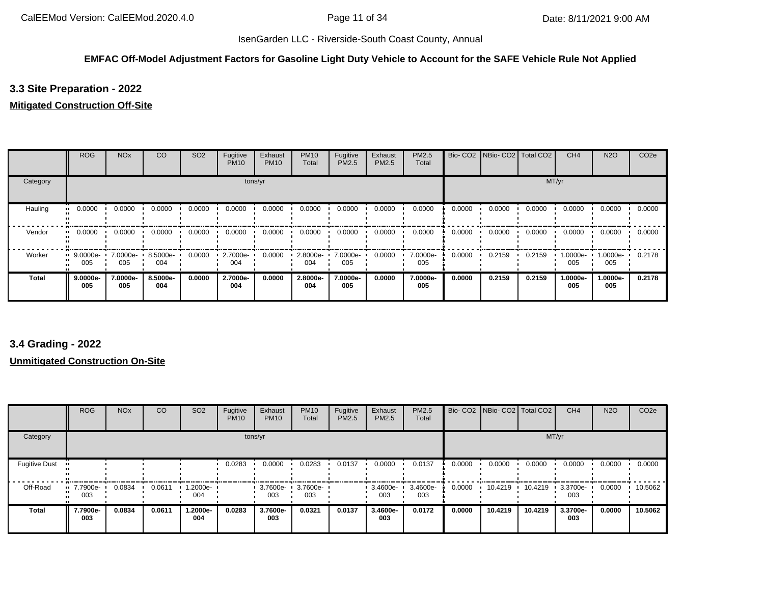IsenGarden LLC - Riverside-South Coast County, Annual

**EMFAC Off-Model Adjustment Factors for Gasoline Light Duty Vehicle to Account for the SAFE Vehicle Rule Not Applied**

### 3.3 Site Preparation - 2022

**Mitigated Construction Off-Site**

| | ROG | NOx | CO | SO2 | Fugitive PM10 | Exhaust PM10 | PM10 Total | Fugitive PM2.5 | Exhaust PM2.5 | PM2.5 Total | Bio- CO2 | NBio- CO2 | Total CO2 | CH4 | N2O | CO2e |
|---|---|---|---|---|---|---|---|---|---|---|---|---|---|---|---|---|
| Category | tons/yr | | | | | | | | | | MT/yr | | | | | |
| Hauling | 0.0000 | 0.0000 | 0.0000 | 0.0000 | 0.0000 | 0.0000 | 0.0000 | 0.0000 | 0.0000 | 0.0000 | 0.0000 | 0.0000 | 0.0000 | 0.0000 | 0.0000 | 0.0000 |
| Vendor | 0.0000 | 0.0000 | 0.0000 | 0.0000 | 0.0000 | 0.0000 | 0.0000 | 0.0000 | 0.0000 | 0.0000 | 0.0000 | 0.0000 | 0.0000 | 0.0000 | 0.0000 | 0.0000 |
| Worker | 9.0000e-005 | 7.0000e-005 | 8.5000e-004 | 0.0000 | 2.7000e-004 | 0.0000 | 2.8000e-004 | 7.0000e-005 | 0.0000 | 7.0000e-005 | 0.0000 | 0.2159 | 0.2159 | 1.0000e-005 | 1.0000e-005 | 0.2178 |
| **Total** | **9.0000e-005** | **7.0000e-005** | **8.5000e-004** | **0.0000** | **2.7000e-004** | **0.0000** | **2.8000e-004** | **7.0000e-005** | **0.0000** | **7.0000e-005** | **0.0000** | **0.2159** | **0.2159** | **1.0000e-005** | **1.0000e-005** | **0.2178** |

### 3.4 Grading - 2022

**Unmitigated Construction On-Site**

| | ROG | NOx | CO | SO2 | Fugitive PM10 | Exhaust PM10 | PM10 Total | Fugitive PM2.5 | Exhaust PM2.5 | PM2.5 Total | Bio- CO2 | NBio- CO2 | Total CO2 | CH4 | N2O | CO2e |
|---|---|---|---|---|---|---|---|---|---|---|---|---|---|---|---|---|
| Category | tons/yr | | | | | | | | | | MT/yr | | | | | |
| Fugitive Dust | | | | | 0.0283 | 0.0000 | 0.0283 | 0.0137 | 0.0000 | 0.0137 | 0.0000 | 0.0000 | 0.0000 | 0.0000 | 0.0000 | 0.0000 |
| Off-Road | 7.7900e-003 | 0.0834 | 0.0611 | 1.2000e-004 | | 3.7600e-003 | 3.7600e-003 | | 3.4600e-003 | 3.4600e-003 | 0.0000 | 10.4219 | 10.4219 | 3.3700e-003 | 0.0000 | 10.5062 |
| **Total** | **7.7900e-003** | **0.0834** | **0.0611** | **1.2000e-004** | **0.0283** | **3.7600e-003** | **0.0321** | **0.0137** | **3.4600e-003** | **0.0172** | **0.0000** | **10.4219** | **10.4219** | **3.3700e-003** | **0.0000** | **10.5062** |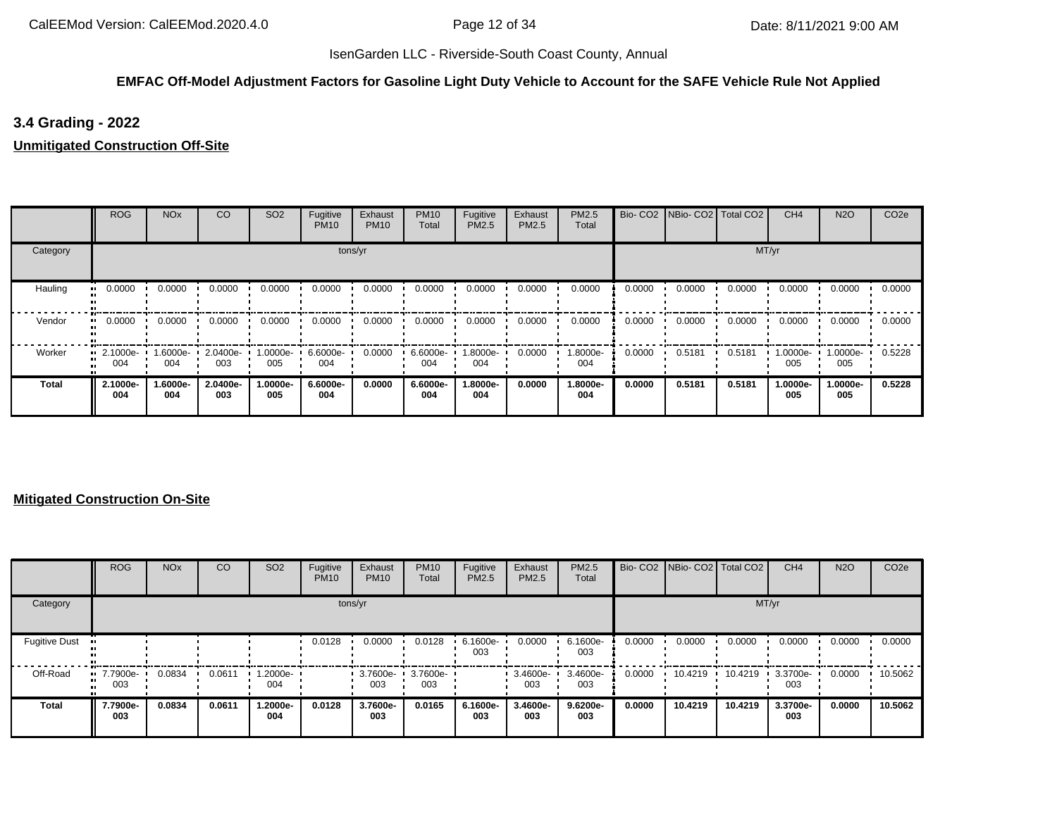IsenGarden LLC - Riverside-South Coast County, Annual

**EMFAC Off-Model Adjustment Factors for Gasoline Light Duty Vehicle to Account for the SAFE Vehicle Rule Not Applied**

### 3.4 Grading - 2022

**Unmitigated Construction Off-Site**

| | ROG | NOx | CO | SO2 | Fugitive PM10 | Exhaust PM10 | PM10 Total | Fugitive PM2.5 | Exhaust PM2.5 | PM2.5 Total | Bio- CO2 | NBio- CO2 | Total CO2 | CH4 | N2O | CO2e |
|---|---|---|---|---|---|---|---|---|---|---|---|---|---|---|---|---|
| Category | tons/yr | | | | | | | | | | MT/yr | | | | | |
| Hauling | 0.0000 | 0.0000 | 0.0000 | 0.0000 | 0.0000 | 0.0000 | 0.0000 | 0.0000 | 0.0000 | 0.0000 | 0.0000 | 0.0000 | 0.0000 | 0.0000 | 0.0000 | 0.0000 |
| Vendor | 0.0000 | 0.0000 | 0.0000 | 0.0000 | 0.0000 | 0.0000 | 0.0000 | 0.0000 | 0.0000 | 0.0000 | 0.0000 | 0.0000 | 0.0000 | 0.0000 | 0.0000 | 0.0000 |
| Worker | 2.1000e-004 | 1.6000e-004 | 2.0400e-003 | 1.0000e-005 | 6.6000e-004 | 0.0000 | 6.6000e-004 | 1.8000e-004 | 0.0000 | 1.8000e-004 | 0.0000 | 0.5181 | 0.5181 | 1.0000e-005 | 1.0000e-005 | 0.5228 |
| **Total** | **2.1000e-004** | **1.6000e-004** | **2.0400e-003** | **1.0000e-005** | **6.6000e-004** | **0.0000** | **6.6000e-004** | **1.8000e-004** | **0.0000** | **1.8000e-004** | **0.0000** | **0.5181** | **0.5181** | **1.0000e-005** | **1.0000e-005** | **0.5228** |

**Mitigated Construction On-Site**

| | ROG | NOx | CO | SO2 | Fugitive PM10 | Exhaust PM10 | PM10 Total | Fugitive PM2.5 | Exhaust PM2.5 | PM2.5 Total | Bio- CO2 | NBio- CO2 | Total CO2 | CH4 | N2O | CO2e |
|---|---|---|---|---|---|---|---|---|---|---|---|---|---|---|---|---|
| Category | tons/yr | | | | | | | | | | MT/yr | | | | | |
| Fugitive Dust | | | | | 0.0128 | 0.0000 | 0.0128 | 6.1600e-003 | 0.0000 | 6.1600e-003 | 0.0000 | 0.0000 | 0.0000 | 0.0000 | 0.0000 | 0.0000 |
| Off-Road | 7.7900e-003 | 0.0834 | 0.0611 | 1.2000e-004 | | 3.7600e-003 | 3.7600e-003 | | 3.4600e-003 | 3.4600e-003 | 0.0000 | 10.4219 | 10.4219 | 3.3700e-003 | 0.0000 | 10.5062 |
| **Total** | **7.7900e-003** | **0.0834** | **0.0611** | **1.2000e-004** | **0.0128** | **3.7600e-003** | **0.0165** | **6.1600e-003** | **3.4600e-003** | **9.6200e-003** | **0.0000** | **10.4219** | **10.4219** | **3.3700e-003** | **0.0000** | **10.5062** |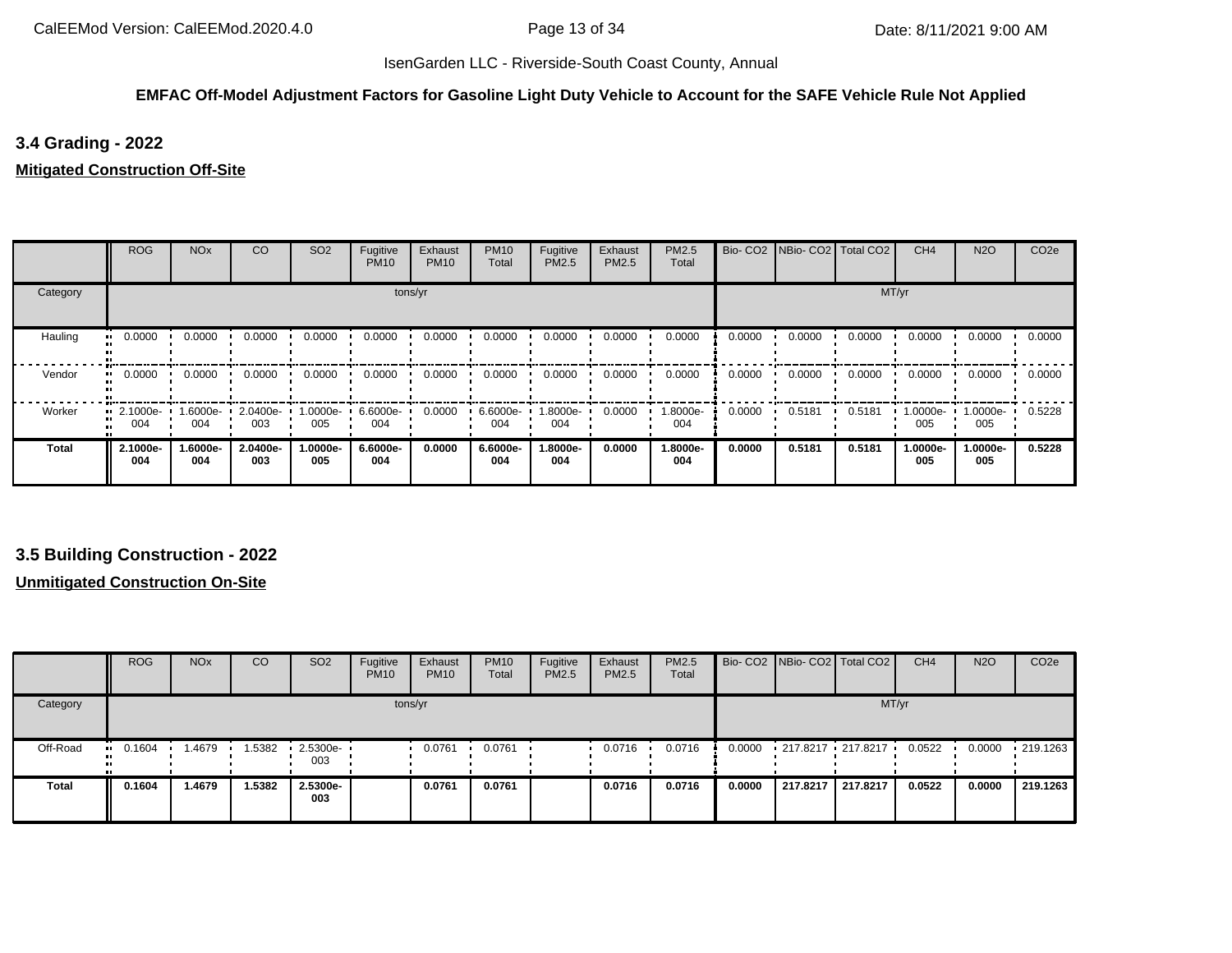## EMFAC Off-Model Adjustment Factors for Gasoline Light Duty Vehicle to Account for the SAFE Vehicle Rule Not Applied

### 3.4 Grading - 2022

**Mitigated Construction Off-Site**

| | ROG | NOx | CO | SO2 | Fugitive PM10 | Exhaust PM10 | PM10 Total | Fugitive PM2.5 | Exhaust PM2.5 | PM2.5 Total | Bio- CO2 | NBio- CO2 | Total CO2 | CH4 | N2O | CO2e |
|---|---|---|---|---|---|---|---|---|---|---|---|---|---|---|---|---|
| Category | tons/yr | | | | | | | | | | MT/yr | | | | | |
| Hauling | 0.0000 | 0.0000 | 0.0000 | 0.0000 | 0.0000 | 0.0000 | 0.0000 | 0.0000 | 0.0000 | 0.0000 | 0.0000 | 0.0000 | 0.0000 | 0.0000 | 0.0000 | 0.0000 |
| Vendor | 0.0000 | 0.0000 | 0.0000 | 0.0000 | 0.0000 | 0.0000 | 0.0000 | 0.0000 | 0.0000 | 0.0000 | 0.0000 | 0.0000 | 0.0000 | 0.0000 | 0.0000 | 0.0000 |
| Worker | 2.1000e-004 | 1.6000e-004 | 2.0400e-003 | 1.0000e-005 | 6.6000e-004 | 0.0000 | 6.6000e-004 | 1.8000e-004 | 0.0000 | 1.8000e-004 | 0.0000 | 0.5181 | 0.5181 | 1.0000e-005 | 1.0000e-005 | 0.5228 |
| **Total** | **2.1000e-004** | **1.6000e-004** | **2.0400e-003** | **1.0000e-005** | **6.6000e-004** | **0.0000** | **6.6000e-004** | **1.8000e-004** | **0.0000** | **1.8000e-004** | **0.0000** | **0.5181** | **0.5181** | **1.0000e-005** | **1.0000e-005** | **0.5228** |

### 3.5 Building Construction - 2022

**Unmitigated Construction On-Site**

| | ROG | NOx | CO | SO2 | Fugitive PM10 | Exhaust PM10 | PM10 Total | Fugitive PM2.5 | Exhaust PM2.5 | PM2.5 Total | Bio- CO2 | NBio- CO2 | Total CO2 | CH4 | N2O | CO2e |
|---|---|---|---|---|---|---|---|---|---|---|---|---|---|---|---|---|
| Category | tons/yr | | | | | | | | | | MT/yr | | | | | |
| Off-Road | 0.1604 | 1.4679 | 1.5382 | 2.5300e-003 | | 0.0761 | 0.0761 | | 0.0716 | 0.0716 | 0.0000 | 217.8217 | 217.8217 | 0.0522 | 0.0000 | 219.1263 |
| **Total** | **0.1604** | **1.4679** | **1.5382** | **2.5300e-003** | | **0.0761** | **0.0761** | | **0.0716** | **0.0716** | **0.0000** | **217.8217** | **217.8217** | **0.0522** | **0.0000** | **219.1263** |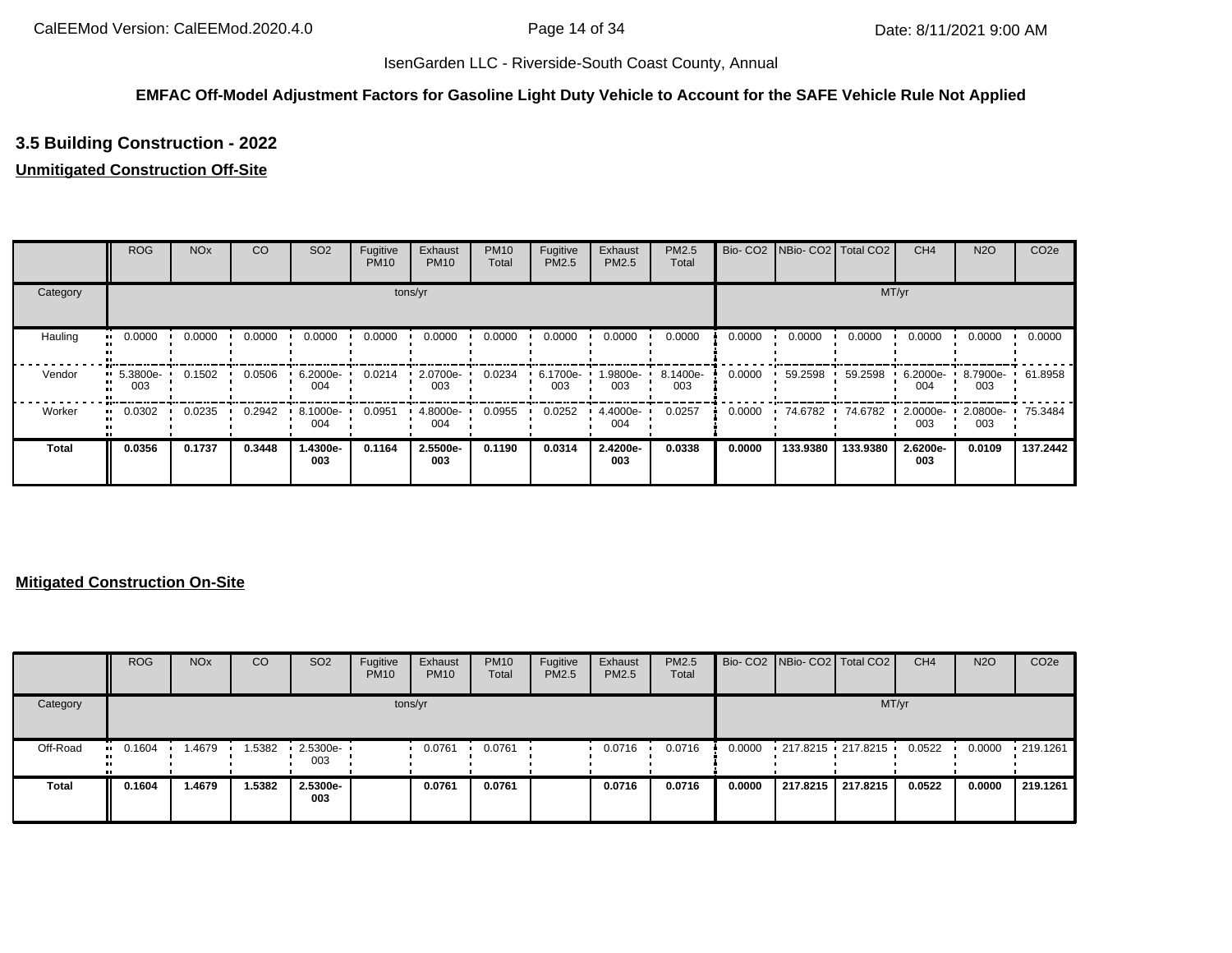**EMFAC Off-Model Adjustment Factors for Gasoline Light Duty Vehicle to Account for the SAFE Vehicle Rule Not Applied**

## 3.5 Building Construction - 2022

### Unmitigated Construction Off-Site

| | ROG | NOx | CO | SO2 | Fugitive PM10 | Exhaust PM10 | PM10 Total | Fugitive PM2.5 | Exhaust PM2.5 | PM2.5 Total | Bio- CO2 | NBio- CO2 | Total CO2 | CH4 | N2O | CO2e |
|---|---|---|---|---|---|---|---|---|---|---|---|---|---|---|---|---|
| Category | tons/yr | | | | | | | | | | MT/yr | | | | | |
| Hauling | 0.0000 | 0.0000 | 0.0000 | 0.0000 | 0.0000 | 0.0000 | 0.0000 | 0.0000 | 0.0000 | 0.0000 | 0.0000 | 0.0000 | 0.0000 | 0.0000 | 0.0000 | 0.0000 |
| Vendor | 5.3800e-003 | 0.1502 | 0.0506 | 6.2000e-004 | 0.0214 | 2.0700e-003 | 0.0234 | 6.1700e-003 | 1.9800e-003 | 8.1400e-003 | 0.0000 | 59.2598 | 59.2598 | 6.2000e-004 | 8.7900e-003 | 61.8958 |
| Worker | 0.0302 | 0.0235 | 0.2942 | 8.1000e-004 | 0.0951 | 4.8000e-004 | 0.0955 | 0.0252 | 4.4000e-004 | 0.0257 | 0.0000 | 74.6782 | 74.6782 | 2.0000e-003 | 2.0800e-003 | 75.3484 |
| **Total** | **0.0356** | **0.1737** | **0.3448** | **1.4300e-003** | **0.1164** | **2.5500e-003** | **0.1190** | **0.0314** | **2.4200e-003** | **0.0338** | **0.0000** | **133.9380** | **133.9380** | **2.6200e-003** | **0.0109** | **137.2442** |

### Mitigated Construction On-Site

| | ROG | NOx | CO | SO2 | Fugitive PM10 | Exhaust PM10 | PM10 Total | Fugitive PM2.5 | Exhaust PM2.5 | PM2.5 Total | Bio- CO2 | NBio- CO2 | Total CO2 | CH4 | N2O | CO2e |
|---|---|---|---|---|---|---|---|---|---|---|---|---|---|---|---|---|
| Category | tons/yr | | | | | | | | | | MT/yr | | | | | |
| Off-Road | 0.1604 | 1.4679 | 1.5382 | 2.5300e-003 | | 0.0761 | 0.0761 | | 0.0716 | 0.0716 | 0.0000 | 217.8215 | 217.8215 | 0.0522 | 0.0000 | 219.1261 |
| **Total** | **0.1604** | **1.4679** | **1.5382** | **2.5300e-003** | | **0.0761** | **0.0761** | | **0.0716** | **0.0716** | **0.0000** | **217.8215** | **217.8215** | **0.0522** | **0.0000** | **219.1261** |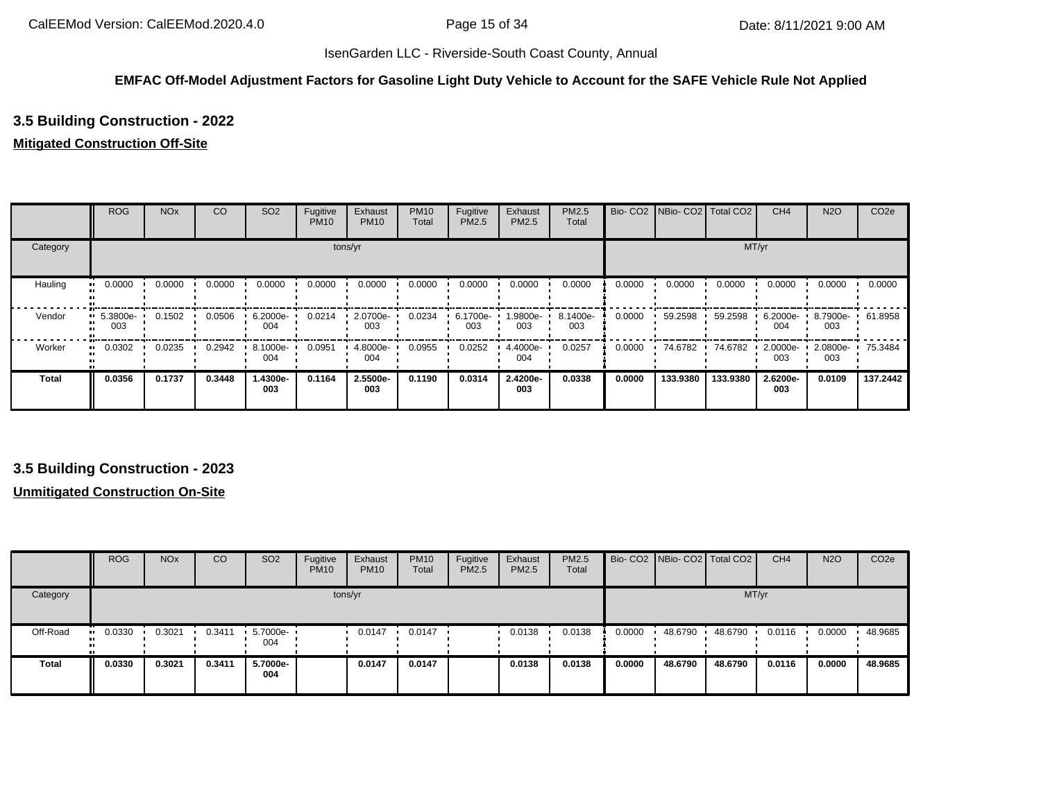IsenGarden LLC - Riverside-South Coast County, Annual

**EMFAC Off-Model Adjustment Factors for Gasoline Light Duty Vehicle to Account for the SAFE Vehicle Rule Not Applied**

### 3.5 Building Construction - 2022

**Mitigated Construction Off-Site**

| | ROG | NOx | CO | SO2 | Fugitive PM10 | Exhaust PM10 | PM10 Total | Fugitive PM2.5 | Exhaust PM2.5 | PM2.5 Total | Bio- CO2 | NBio- CO2 | Total CO2 | CH4 | N2O | CO2e |
|---|---|---|---|---|---|---|---|---|---|---|---|---|---|---|---|---|
| Category | tons/yr | | | | | | | | | | MT/yr | | | | | |
| Hauling | 0.0000 | 0.0000 | 0.0000 | 0.0000 | 0.0000 | 0.0000 | 0.0000 | 0.0000 | 0.0000 | 0.0000 | 0.0000 | 0.0000 | 0.0000 | 0.0000 | 0.0000 | 0.0000 |
| Vendor | 5.3800e-003 | 0.1502 | 0.0506 | 6.2000e-004 | 0.0214 | 2.0700e-003 | 0.0234 | 6.1700e-003 | 1.9800e-003 | 8.1400e-003 | 0.0000 | 59.2598 | 59.2598 | 6.2000e-004 | 8.7900e-003 | 61.8958 |
| Worker | 0.0302 | 0.0235 | 0.2942 | 8.1000e-004 | 0.0951 | 4.8000e-004 | 0.0955 | 0.0252 | 4.4000e-004 | 0.0257 | 0.0000 | 74.6782 | 74.6782 | 2.0000e-003 | 2.0800e-003 | 75.3484 |
| **Total** | **0.0356** | **0.1737** | **0.3448** | **1.4300e-003** | **0.1164** | **2.5500e-003** | **0.1190** | **0.0314** | **2.4200e-003** | **0.0338** | **0.0000** | **133.9380** | **133.9380** | **2.6200e-003** | **0.0109** | **137.2442** |

### 3.5 Building Construction - 2023

**Unmitigated Construction On-Site**

| | ROG | NOx | CO | SO2 | Fugitive PM10 | Exhaust PM10 | PM10 Total | Fugitive PM2.5 | Exhaust PM2.5 | PM2.5 Total | Bio- CO2 | NBio- CO2 | Total CO2 | CH4 | N2O | CO2e |
|---|---|---|---|---|---|---|---|---|---|---|---|---|---|---|---|---|
| Category | tons/yr | | | | | | | | | | MT/yr | | | | | |
| Off-Road | 0.0330 | 0.3021 | 0.3411 | 5.7000e-004 | | 0.0147 | 0.0147 | | 0.0138 | 0.0138 | 0.0000 | 48.6790 | 48.6790 | 0.0116 | 0.0000 | 48.9685 |
| **Total** | **0.0330** | **0.3021** | **0.3411** | **5.7000e-004** | | **0.0147** | **0.0147** | | **0.0138** | **0.0138** | **0.0000** | **48.6790** | **48.6790** | **0.0116** | **0.0000** | **48.9685** |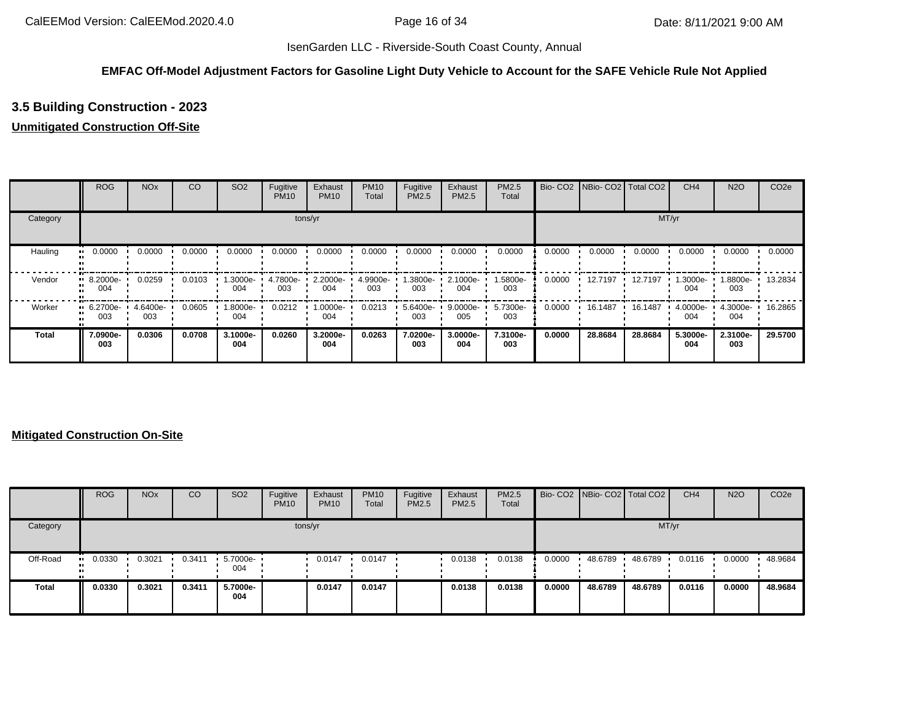**EMFAC Off-Model Adjustment Factors for Gasoline Light Duty Vehicle to Account for the SAFE Vehicle Rule Not Applied**

### 3.5 Building Construction - 2023

**Unmitigated Construction Off-Site**

| | ROG | NOx | CO | SO2 | Fugitive PM10 | Exhaust PM10 | PM10 Total | Fugitive PM2.5 | Exhaust PM2.5 | PM2.5 Total | Bio- CO2 | NBio- CO2 | Total CO2 | CH4 | N2O | CO2e |
|---|---|---|---|---|---|---|---|---|---|---|---|---|---|---|---|---|
| Category | tons/yr | | | | | | | | | | MT/yr | | | | | |
| Hauling | 0.0000 | 0.0000 | 0.0000 | 0.0000 | 0.0000 | 0.0000 | 0.0000 | 0.0000 | 0.0000 | 0.0000 | 0.0000 | 0.0000 | 0.0000 | 0.0000 | 0.0000 | 0.0000 |
| Vendor | 8.2000e-004 | 0.0259 | 0.0103 | 1.3000e-004 | 4.7800e-003 | 2.2000e-004 | 4.9900e-003 | 1.3800e-003 | 2.1000e-004 | 1.5800e-003 | 0.0000 | 12.7197 | 12.7197 | 1.3000e-004 | 1.8800e-003 | 13.2834 |
| Worker | 6.2700e-003 | 4.6400e-003 | 0.0605 | 1.8000e-004 | 0.0212 | 1.0000e-004 | 0.0213 | 5.6400e-003 | 9.0000e-005 | 5.7300e-003 | 0.0000 | 16.1487 | 16.1487 | 4.0000e-004 | 4.3000e-004 | 16.2865 |
| **Total** | **7.0900e-003** | **0.0306** | **0.0708** | **3.1000e-004** | **0.0260** | **3.2000e-004** | **0.0263** | **7.0200e-003** | **3.0000e-004** | **7.3100e-003** | **0.0000** | **28.8684** | **28.8684** | **5.3000e-004** | **2.3100e-003** | **29.5700** |

**Mitigated Construction On-Site**

| | ROG | NOx | CO | SO2 | Fugitive PM10 | Exhaust PM10 | PM10 Total | Fugitive PM2.5 | Exhaust PM2.5 | PM2.5 Total | Bio- CO2 | NBio- CO2 | Total CO2 | CH4 | N2O | CO2e |
|---|---|---|---|---|---|---|---|---|---|---|---|---|---|---|---|---|
| Category | tons/yr | | | | | | | | | | MT/yr | | | | | |
| Off-Road | 0.0330 | 0.3021 | 0.3411 | 5.7000e-004 | | 0.0147 | 0.0147 | | 0.0138 | 0.0138 | 0.0000 | 48.6789 | 48.6789 | 0.0116 | 0.0000 | 48.9684 |
| **Total** | **0.0330** | **0.3021** | **0.3411** | **5.7000e-004** | | **0.0147** | **0.0147** | | **0.0138** | **0.0138** | **0.0000** | **48.6789** | **48.6789** | **0.0116** | **0.0000** | **48.9684** |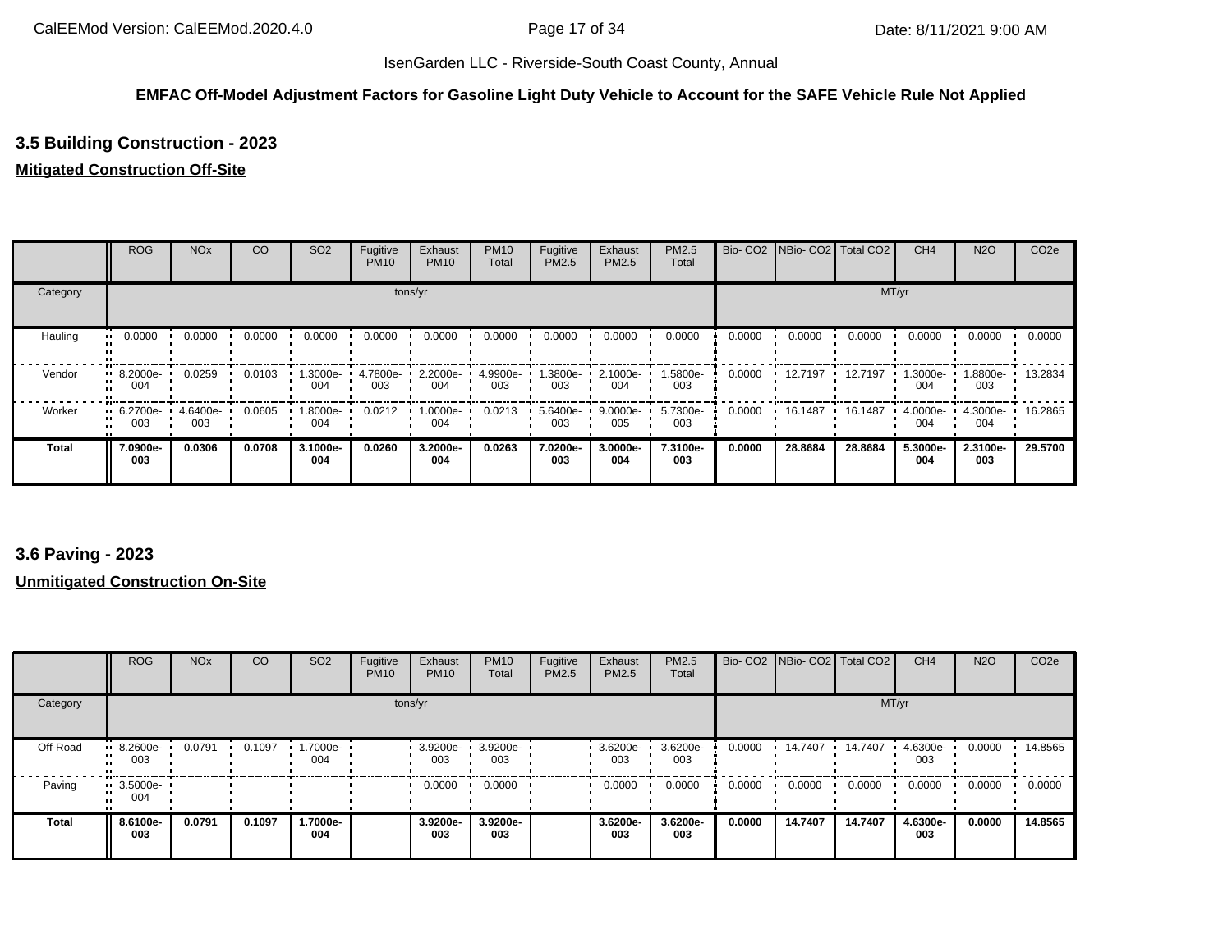**EMFAC Off-Model Adjustment Factors for Gasoline Light Duty Vehicle to Account for the SAFE Vehicle Rule Not Applied**

## 3.5 Building Construction - 2023

### Mitigated Construction Off-Site

| | ROG | NOx | CO | SO2 | Fugitive PM10 | Exhaust PM10 | PM10 Total | Fugitive PM2.5 | Exhaust PM2.5 | PM2.5 Total | Bio- CO2 | NBio- CO2 | Total CO2 | CH4 | N2O | CO2e |
|---|---|---|---|---|---|---|---|---|---|---|---|---|---|---|---|---|
| Category | tons/yr | | | | | | | | | | MT/yr | | | | | |
| Hauling | 0.0000 | 0.0000 | 0.0000 | 0.0000 | 0.0000 | 0.0000 | 0.0000 | 0.0000 | 0.0000 | 0.0000 | 0.0000 | 0.0000 | 0.0000 | 0.0000 | 0.0000 | 0.0000 |
| Vendor | 8.2000e-004 | 0.0259 | 0.0103 | 1.3000e-004 | 4.7800e-003 | 2.2000e-004 | 4.9900e-003 | 1.3800e-003 | 2.1000e-004 | 1.5800e-003 | 0.0000 | 12.7197 | 12.7197 | 1.3000e-004 | 1.8800e-003 | 13.2834 |
| Worker | 6.2700e-003 | 4.6400e-003 | 0.0605 | 1.8000e-004 | 0.0212 | 1.0000e-004 | 0.0213 | 5.6400e-003 | 9.0000e-005 | 5.7300e-003 | 0.0000 | 16.1487 | 16.1487 | 4.0000e-004 | 4.3000e-004 | 16.2865 |
| **Total** | **7.0900e-003** | **0.0306** | **0.0708** | **3.1000e-004** | **0.0260** | **3.2000e-004** | **0.0263** | **7.0200e-003** | **3.0000e-004** | **7.3100e-003** | **0.0000** | **28.8684** | **28.8684** | **5.3000e-004** | **2.3100e-003** | **29.5700** |

## 3.6 Paving - 2023

### Unmitigated Construction On-Site

| | ROG | NOx | CO | SO2 | Fugitive PM10 | Exhaust PM10 | PM10 Total | Fugitive PM2.5 | Exhaust PM2.5 | PM2.5 Total | Bio- CO2 | NBio- CO2 | Total CO2 | CH4 | N2O | CO2e |
|---|---|---|---|---|---|---|---|---|---|---|---|---|---|---|---|---|
| Category | tons/yr | | | | | | | | | | MT/yr | | | | | |
| Off-Road | 8.2600e-003 | 0.0791 | 0.1097 | 1.7000e-004 | | 3.9200e-003 | 3.9200e-003 | | 3.6200e-003 | 3.6200e-003 | 0.0000 | 14.7407 | 14.7407 | 4.6300e-003 | 0.0000 | 14.8565 |
| Paving | 3.5000e-004 | | | | | 0.0000 | 0.0000 | | 0.0000 | 0.0000 | 0.0000 | 0.0000 | 0.0000 | 0.0000 | 0.0000 | 0.0000 |
| **Total** | **8.6100e-003** | **0.0791** | **0.1097** | **1.7000e-004** | | **3.9200e-003** | **3.9200e-003** | | **3.6200e-003** | **3.6200e-003** | **0.0000** | **14.7407** | **14.7407** | **4.6300e-003** | **0.0000** | **14.8565** |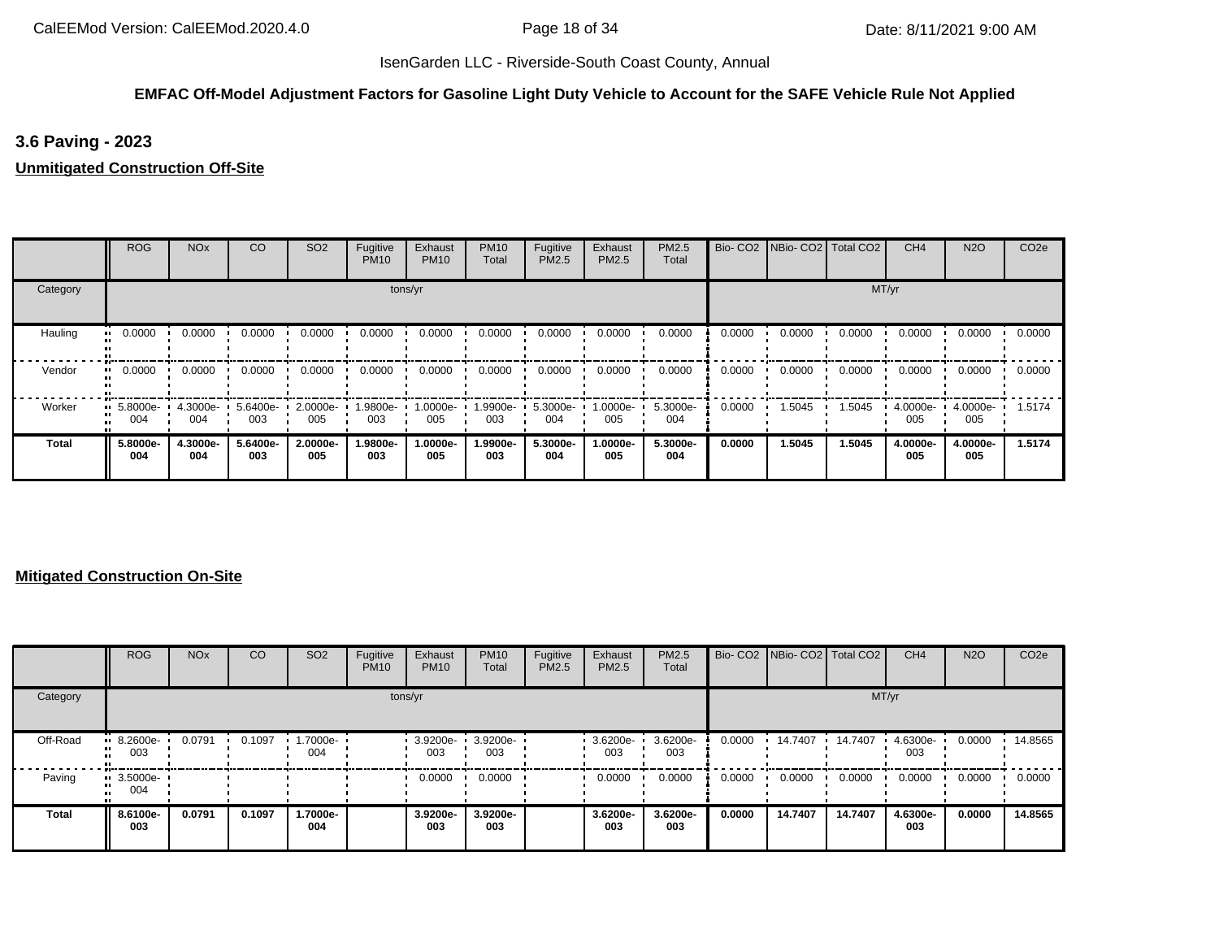**EMFAC Off-Model Adjustment Factors for Gasoline Light Duty Vehicle to Account for the SAFE Vehicle Rule Not Applied**

## 3.6 Paving - 2023

### Unmitigated Construction Off-Site

| | ROG | NOx | CO | SO2 | Fugitive PM10 | Exhaust PM10 | PM10 Total | Fugitive PM2.5 | Exhaust PM2.5 | PM2.5 Total | Bio- CO2 | NBio- CO2 | Total CO2 | CH4 | N2O | CO2e |
|---|---|---|---|---|---|---|---|---|---|---|---|---|---|---|---|---|
| Category | tons/yr | | | | | | | | | | MT/yr | | | | | |
| Hauling | 0.0000 | 0.0000 | 0.0000 | 0.0000 | 0.0000 | 0.0000 | 0.0000 | 0.0000 | 0.0000 | 0.0000 | 0.0000 | 0.0000 | 0.0000 | 0.0000 | 0.0000 | 0.0000 |
| Vendor | 0.0000 | 0.0000 | 0.0000 | 0.0000 | 0.0000 | 0.0000 | 0.0000 | 0.0000 | 0.0000 | 0.0000 | 0.0000 | 0.0000 | 0.0000 | 0.0000 | 0.0000 | 0.0000 |
| Worker | 5.8000e-004 | 4.3000e-004 | 5.6400e-003 | 2.0000e-005 | 1.9800e-003 | 1.0000e-005 | 1.9900e-003 | 5.3000e-004 | 1.0000e-005 | 5.3000e-004 | 0.0000 | 1.5045 | 1.5045 | 4.0000e-005 | 4.0000e-005 | 1.5174 |
| **Total** | **5.8000e-004** | **4.3000e-004** | **5.6400e-003** | **2.0000e-005** | **1.9800e-003** | **1.0000e-005** | **1.9900e-003** | **5.3000e-004** | **1.0000e-005** | **5.3000e-004** | **0.0000** | **1.5045** | **1.5045** | **4.0000e-005** | **4.0000e-005** | **1.5174** |

### Mitigated Construction On-Site

| | ROG | NOx | CO | SO2 | Fugitive PM10 | Exhaust PM10 | PM10 Total | Fugitive PM2.5 | Exhaust PM2.5 | PM2.5 Total | Bio- CO2 | NBio- CO2 | Total CO2 | CH4 | N2O | CO2e |
|---|---|---|---|---|---|---|---|---|---|---|---|---|---|---|---|---|
| Category | tons/yr | | | | | | | | | | MT/yr | | | | | |
| Off-Road | 8.2600e-003 | 0.0791 | 0.1097 | 1.7000e-004 | | 3.9200e-003 | 3.9200e-003 | | 3.6200e-003 | 3.6200e-003 | 0.0000 | 14.7407 | 14.7407 | 4.6300e-003 | 0.0000 | 14.8565 |
| Paving | 3.5000e-004 | | | | | 0.0000 | 0.0000 | | 0.0000 | 0.0000 | 0.0000 | 0.0000 | 0.0000 | 0.0000 | 0.0000 | 0.0000 |
| **Total** | **8.6100e-003** | **0.0791** | **0.1097** | **1.7000e-004** | | **3.9200e-003** | **3.9200e-003** | | **3.6200e-003** | **3.6200e-003** | **0.0000** | **14.7407** | **14.7407** | **4.6300e-003** | **0.0000** | **14.8565** |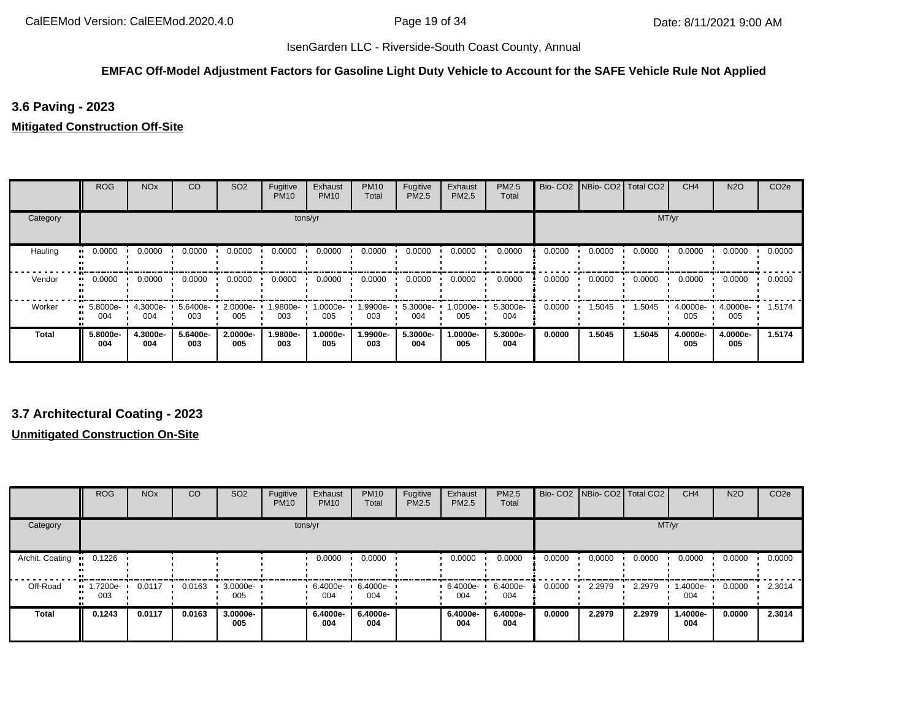**EMFAC Off-Model Adjustment Factors for Gasoline Light Duty Vehicle to Account for the SAFE Vehicle Rule Not Applied**

### 3.6 Paving - 2023

**Mitigated Construction Off-Site**

| | ROG | NOx | CO | SO2 | Fugitive PM10 | Exhaust PM10 | PM10 Total | Fugitive PM2.5 | Exhaust PM2.5 | PM2.5 Total | Bio- CO2 | NBio- CO2 | Total CO2 | CH4 | N2O | CO2e |
|---|---|---|---|---|---|---|---|---|---|---|---|---|---|---|---|---|
| Category | tons/yr | | | | | | | | | | MT/yr | | | | | |
| Hauling | 0.0000 | 0.0000 | 0.0000 | 0.0000 | 0.0000 | 0.0000 | 0.0000 | 0.0000 | 0.0000 | 0.0000 | 0.0000 | 0.0000 | 0.0000 | 0.0000 | 0.0000 | 0.0000 |
| Vendor | 0.0000 | 0.0000 | 0.0000 | 0.0000 | 0.0000 | 0.0000 | 0.0000 | 0.0000 | 0.0000 | 0.0000 | 0.0000 | 0.0000 | 0.0000 | 0.0000 | 0.0000 | 0.0000 |
| Worker | 5.8000e-004 | 4.3000e-004 | 5.6400e-003 | 2.0000e-005 | 1.9800e-003 | 1.0000e-005 | 1.9900e-003 | 5.3000e-004 | 1.0000e-005 | 5.3000e-004 | 0.0000 | 1.5045 | 1.5045 | 4.0000e-005 | 4.0000e-005 | 1.5174 |
| **Total** | **5.8000e-004** | **4.3000e-004** | **5.6400e-003** | **2.0000e-005** | **1.9800e-003** | **1.0000e-005** | **1.9900e-003** | **5.3000e-004** | **1.0000e-005** | **5.3000e-004** | **0.0000** | **1.5045** | **1.5045** | **4.0000e-005** | **4.0000e-005** | **1.5174** |

### 3.7 Architectural Coating - 2023

**Unmitigated Construction On-Site**

| | ROG | NOx | CO | SO2 | Fugitive PM10 | Exhaust PM10 | PM10 Total | Fugitive PM2.5 | Exhaust PM2.5 | PM2.5 Total | Bio- CO2 | NBio- CO2 | Total CO2 | CH4 | N2O | CO2e |
|---|---|---|---|---|---|---|---|---|---|---|---|---|---|---|---|---|
| Category | tons/yr | | | | | | | | | | MT/yr | | | | | |
| Archit. Coating | 0.1226 | | | | | 0.0000 | 0.0000 | | 0.0000 | 0.0000 | 0.0000 | 0.0000 | 0.0000 | 0.0000 | 0.0000 | 0.0000 |
| Off-Road | 1.7200e-003 | 0.0117 | 0.0163 | 3.0000e-005 | | 6.4000e-004 | 6.4000e-004 | | 6.4000e-004 | 6.4000e-004 | 0.0000 | 2.2979 | 2.2979 | 1.4000e-004 | 0.0000 | 2.3014 |
| **Total** | **0.1243** | **0.0117** | **0.0163** | **3.0000e-005** | | **6.4000e-004** | **6.4000e-004** | | **6.4000e-004** | **6.4000e-004** | **0.0000** | **2.2979** | **2.2979** | **1.4000e-004** | **0.0000** | **2.3014** |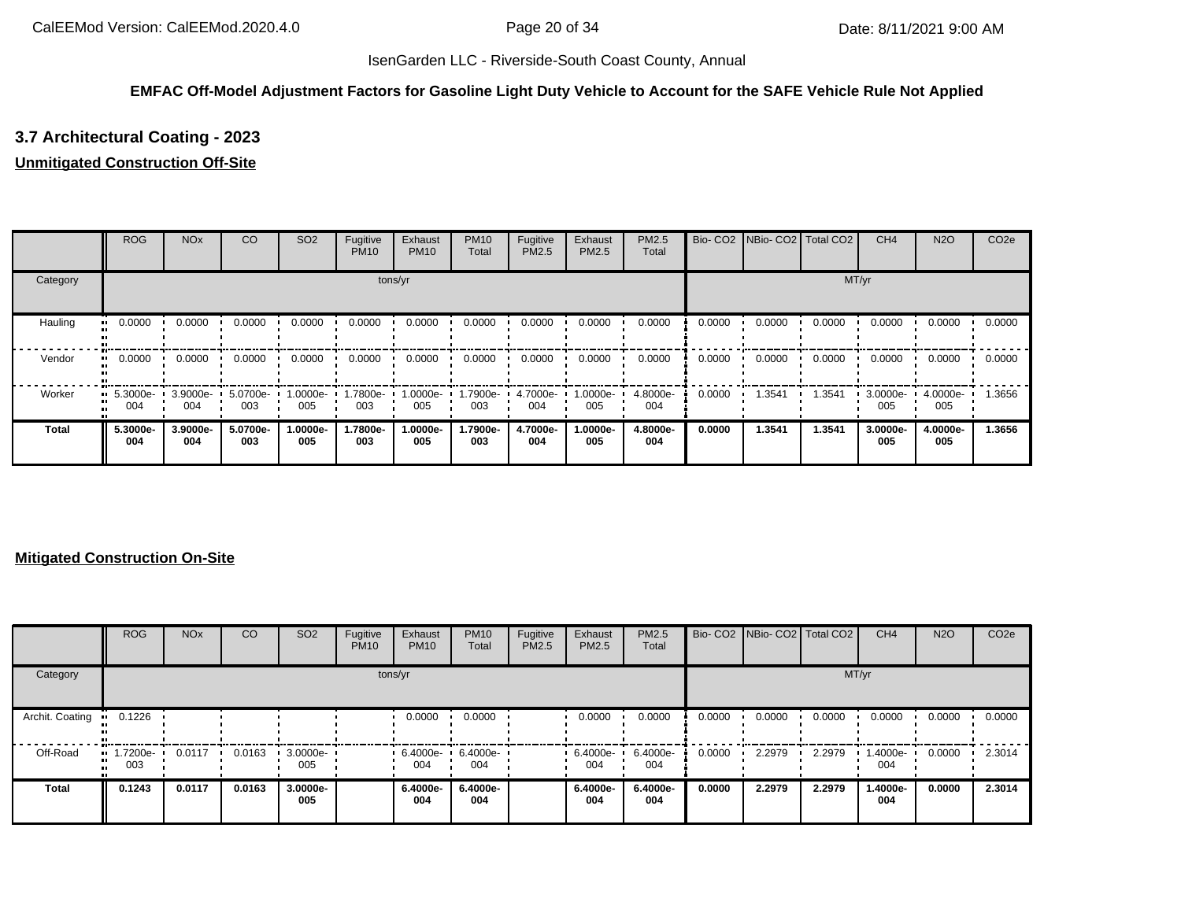**EMFAC Off-Model Adjustment Factors for Gasoline Light Duty Vehicle to Account for the SAFE Vehicle Rule Not Applied**

## 3.7 Architectural Coating - 2023

**Unmitigated Construction Off-Site**

| | ROG | NOx | CO | SO2 | Fugitive PM10 | Exhaust PM10 | PM10 Total | Fugitive PM2.5 | Exhaust PM2.5 | PM2.5 Total | Bio- CO2 | NBio- CO2 | Total CO2 | CH4 | N2O | CO2e |
|---|---|---|---|---|---|---|---|---|---|---|---|---|---|---|---|---|
| Category | tons/yr | | | | | | | | | | MT/yr | | | | | |
| Hauling | 0.0000 | 0.0000 | 0.0000 | 0.0000 | 0.0000 | 0.0000 | 0.0000 | 0.0000 | 0.0000 | 0.0000 | 0.0000 | 0.0000 | 0.0000 | 0.0000 | 0.0000 | 0.0000 |
| Vendor | 0.0000 | 0.0000 | 0.0000 | 0.0000 | 0.0000 | 0.0000 | 0.0000 | 0.0000 | 0.0000 | 0.0000 | 0.0000 | 0.0000 | 0.0000 | 0.0000 | 0.0000 | 0.0000 |
| Worker | 5.3000e-004 | 3.9000e-004 | 5.0700e-003 | 1.0000e-005 | 1.7800e-003 | 1.0000e-005 | 1.7900e-003 | 4.7000e-004 | 1.0000e-005 | 4.8000e-004 | 0.0000 | 1.3541 | 1.3541 | 3.0000e-005 | 4.0000e-005 | 1.3656 |
| **Total** | **5.3000e-004** | **3.9000e-004** | **5.0700e-003** | **1.0000e-005** | **1.7800e-003** | **1.0000e-005** | **1.7900e-003** | **4.7000e-004** | **1.0000e-005** | **4.8000e-004** | **0.0000** | **1.3541** | **1.3541** | **3.0000e-005** | **4.0000e-005** | **1.3656** |

**Mitigated Construction On-Site**

| | ROG | NOx | CO | SO2 | Fugitive PM10 | Exhaust PM10 | PM10 Total | Fugitive PM2.5 | Exhaust PM2.5 | PM2.5 Total | Bio- CO2 | NBio- CO2 | Total CO2 | CH4 | N2O | CO2e |
|---|---|---|---|---|---|---|---|---|---|---|---|---|---|---|---|---|
| Category | tons/yr | | | | | | | | | | MT/yr | | | | | |
| Archit. Coating | 0.1226 | | | | | 0.0000 | 0.0000 | | 0.0000 | 0.0000 | 0.0000 | 0.0000 | 0.0000 | 0.0000 | 0.0000 | 0.0000 |
| Off-Road | 1.7200e-003 | 0.0117 | 0.0163 | 3.0000e-005 | | 6.4000e-004 | 6.4000e-004 | | 6.4000e-004 | 6.4000e-004 | 0.0000 | 2.2979 | 2.2979 | 1.4000e-004 | 0.0000 | 2.3014 |
| **Total** | **0.1243** | **0.0117** | **0.0163** | **3.0000e-005** | | **6.4000e-004** | **6.4000e-004** | | **6.4000e-004** | **6.4000e-004** | **0.0000** | **2.2979** | **2.2979** | **1.4000e-004** | **0.0000** | **2.3014** |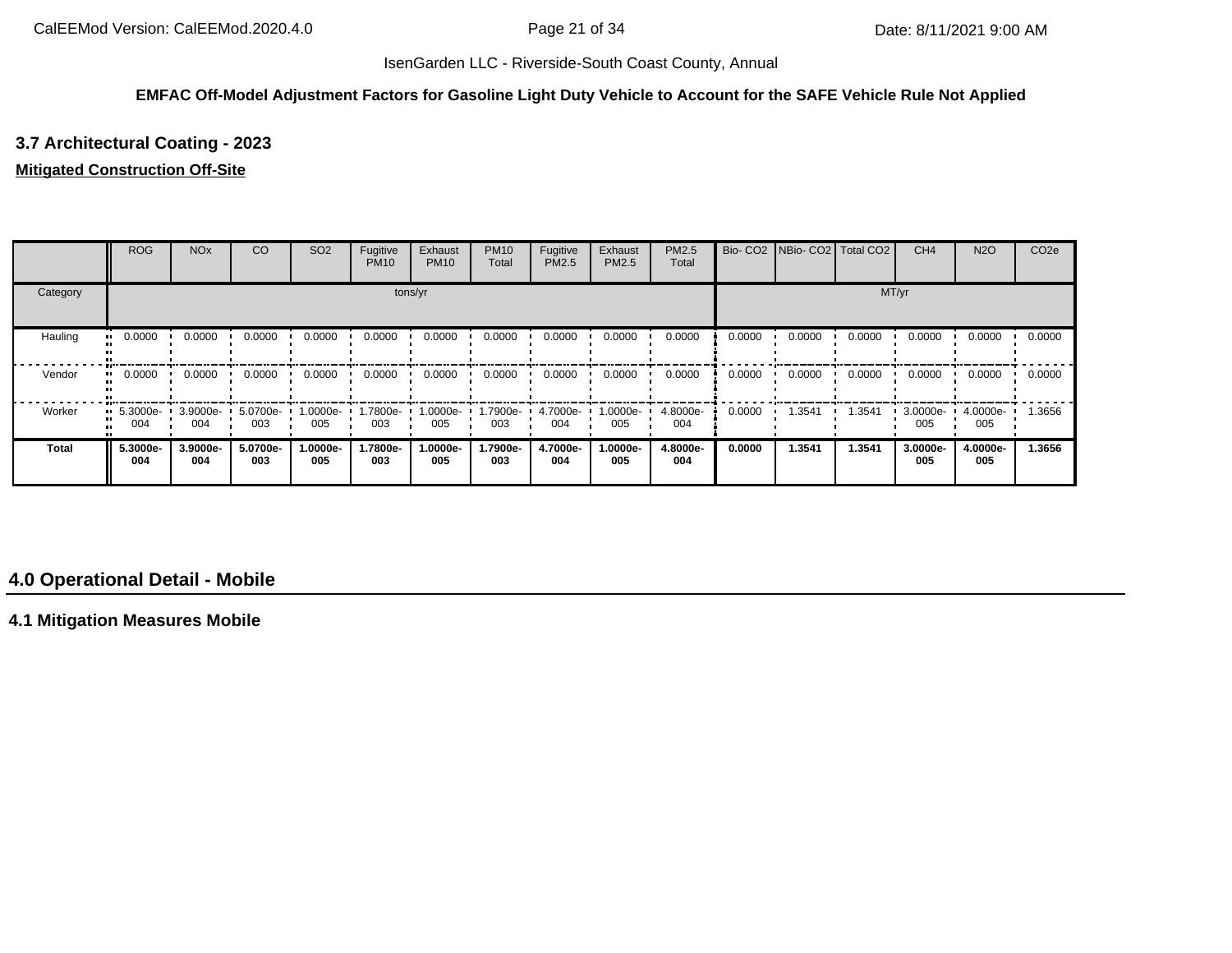**EMFAC Off-Model Adjustment Factors for Gasoline Light Duty Vehicle to Account for the SAFE Vehicle Rule Not Applied**

### 3.7 Architectural Coating - 2023

**Mitigated Construction Off-Site**

| | ROG | NOx | CO | SO2 | Fugitive PM10 | Exhaust PM10 | PM10 Total | Fugitive PM2.5 | Exhaust PM2.5 | PM2.5 Total | Bio- CO2 | NBio- CO2 | Total CO2 | CH4 | N2O | CO2e |
|---|---|---|---|---|---|---|---|---|---|---|---|---|---|---|---|---|
| Category | tons/yr | | | | | | | | | | MT/yr | | | | | |
| Hauling | 0.0000 | 0.0000 | 0.0000 | 0.0000 | 0.0000 | 0.0000 | 0.0000 | 0.0000 | 0.0000 | 0.0000 | 0.0000 | 0.0000 | 0.0000 | 0.0000 | 0.0000 | 0.0000 |
| Vendor | 0.0000 | 0.0000 | 0.0000 | 0.0000 | 0.0000 | 0.0000 | 0.0000 | 0.0000 | 0.0000 | 0.0000 | 0.0000 | 0.0000 | 0.0000 | 0.0000 | 0.0000 | 0.0000 |
| Worker | 5.3000e-004 | 3.9000e-004 | 5.0700e-003 | 1.0000e-005 | 1.7800e-003 | 1.0000e-005 | 1.7900e-003 | 4.7000e-004 | 1.0000e-005 | 4.8000e-004 | 0.0000 | 1.3541 | 1.3541 | 3.0000e-005 | 4.0000e-005 | 1.3656 |
| **Total** | **5.3000e-004** | **3.9000e-004** | **5.0700e-003** | **1.0000e-005** | **1.7800e-003** | **1.0000e-005** | **1.7900e-003** | **4.7000e-004** | **1.0000e-005** | **4.8000e-004** | **0.0000** | **1.3541** | **1.3541** | **3.0000e-005** | **4.0000e-005** | **1.3656** |

## 4.0 Operational Detail - Mobile

### 4.1 Mitigation Measures Mobile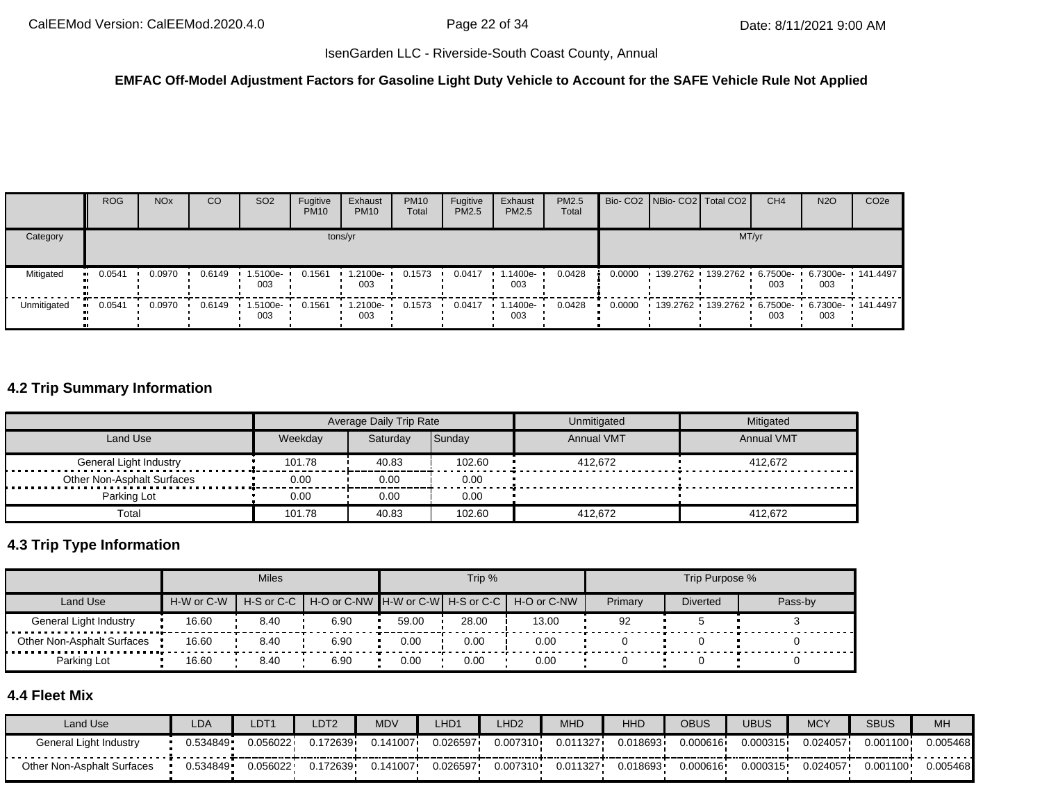**EMFAC Off-Model Adjustment Factors for Gasoline Light Duty Vehicle to Account for the SAFE Vehicle Rule Not Applied**

| | ROG | NOx | CO | SO2 | Fugitive PM10 | Exhaust PM10 | PM10 Total | Fugitive PM2.5 | Exhaust PM2.5 | PM2.5 Total | Bio- CO2 | NBio- CO2 | Total CO2 | CH4 | N2O | CO2e |
|---|---|---|---|---|---|---|---|---|---|---|---|---|---|---|---|---|
| Category | tons/yr | | | | | | | | | | MT/yr | | | | | |
| Mitigated | 0.0541 | 0.0970 | 0.6149 | 1.5100e-003 | 0.1561 | 1.2100e-003 | 0.1573 | 0.0417 | 1.1400e-003 | 0.0428 | 0.0000 | 139.2762 | 139.2762 | 6.7500e-003 | 6.7300e-003 | 141.4497 |
| Unmitigated | 0.0541 | 0.0970 | 0.6149 | 1.5100e-003 | 0.1561 | 1.2100e-003 | 0.1573 | 0.0417 | 1.1400e-003 | 0.0428 | 0.0000 | 139.2762 | 139.2762 | 6.7500e-003 | 6.7300e-003 | 141.4497 |

## 4.2 Trip Summary Information

| | Average Daily Trip Rate | | | Unmitigated | Mitigated |
|---|---|---|---|---|---|
| Land Use | Weekday | Saturday | Sunday | Annual VMT | Annual VMT |
| General Light Industry | 101.78 | 40.83 | 102.60 | 412,672 | 412,672 |
| Other Non-Asphalt Surfaces | 0.00 | 0.00 | 0.00 | | |
| Parking Lot | 0.00 | 0.00 | 0.00 | | |
| Total | 101.78 | 40.83 | 102.60 | 412,672 | 412,672 |

## 4.3 Trip Type Information

| | Miles | | | Trip % | | | Trip Purpose % | | |
|---|---|---|---|---|---|---|---|---|---|
| Land Use | H-W or C-W | H-S or C-C | H-O or C-NW | H-W or C-W | H-S or C-C | H-O or C-NW | Primary | Diverted | Pass-by |
| General Light Industry | 16.60 | 8.40 | 6.90 | 59.00 | 28.00 | 13.00 | 92 | 5 | 3 |
| Other Non-Asphalt Surfaces | 16.60 | 8.40 | 6.90 | 0.00 | 0.00 | 0.00 | 0 | 0 | 0 |
| Parking Lot | 16.60 | 8.40 | 6.90 | 0.00 | 0.00 | 0.00 | 0 | 0 | 0 |

## 4.4 Fleet Mix

| Land Use | LDA | LDT1 | LDT2 | MDV | LHD1 | LHD2 | MHD | HHD | OBUS | UBUS | MCY | SBUS | MH |
|---|---|---|---|---|---|---|---|---|---|---|---|---|---|
| General Light Industry | 0.534849 | 0.056022 | 0.172639 | 0.141007 | 0.026597 | 0.007310 | 0.011327 | 0.018693 | 0.000616 | 0.000315 | 0.024057 | 0.001100 | 0.005468 |
| Other Non-Asphalt Surfaces | 0.534849 | 0.056022 | 0.172639 | 0.141007 | 0.026597 | 0.007310 | 0.011327 | 0.018693 | 0.000616 | 0.000315 | 0.024057 | 0.001100 | 0.005468 |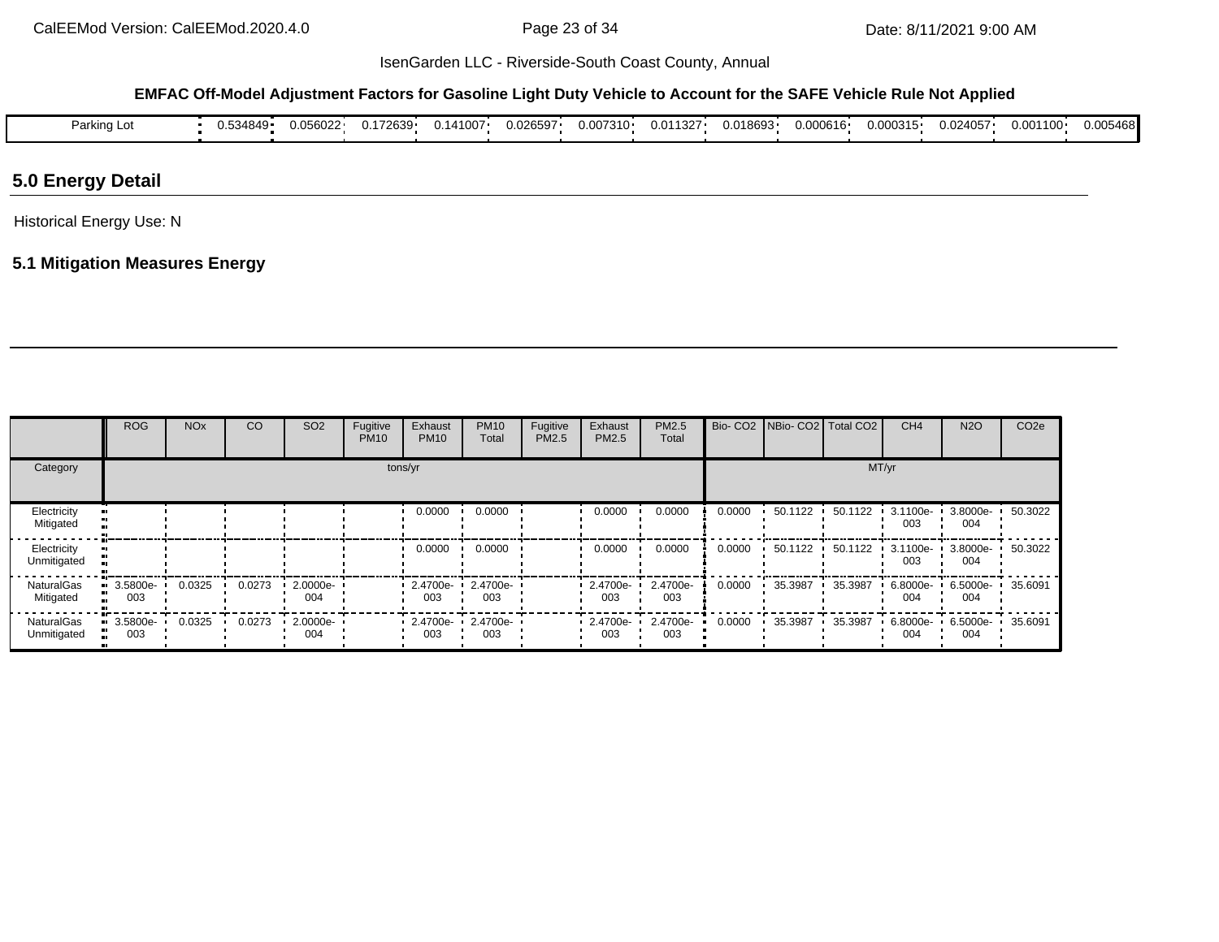IsenGarden LLC - Riverside-South Coast County, Annual

**EMFAC Off-Model Adjustment Factors for Gasoline Light Duty Vehicle to Account for the SAFE Vehicle Rule Not Applied**

| Parking Lot | 0.534849 | 0.056022 | 0.172639 | 0.141007 | 0.026597 | 0.007310 | 0.011327 | 0.018693 | 0.000616 | 0.000315 | 0.024057 | 0.001100 | 0.005468 |
|---|---|---|---|---|---|---|---|---|---|---|---|---|---|

## 5.0 Energy Detail

Historical Energy Use: N

### 5.1 Mitigation Measures Energy

| | ROG | NOx | CO | SO2 | Fugitive PM10 | Exhaust PM10 | PM10 Total | Fugitive PM2.5 | Exhaust PM2.5 | PM2.5 Total | Bio- CO2 | NBio- CO2 | Total CO2 | CH4 | N2O | CO2e |
|---|---|---|---|---|---|---|---|---|---|---|---|---|---|---|---|---|
| Category | tons/yr | | | | | | | | | | MT/yr | | | | | |
| Electricity Mitigated | | | | | | 0.0000 | 0.0000 | | 0.0000 | 0.0000 | 0.0000 | 50.1122 | 50.1122 | 3.1100e-003 | 3.8000e-004 | 50.3022 |
| Electricity Unmitigated | | | | | | 0.0000 | 0.0000 | | 0.0000 | 0.0000 | 0.0000 | 50.1122 | 50.1122 | 3.1100e-003 | 3.8000e-004 | 50.3022 |
| NaturalGas Mitigated | 3.5800e-003 | 0.0325 | 0.0273 | 2.0000e-004 | | 2.4700e-003 | 2.4700e-003 | | 2.4700e-003 | 2.4700e-003 | 0.0000 | 35.3987 | 35.3987 | 6.8000e-004 | 6.5000e-004 | 35.6091 |
| NaturalGas Unmitigated | 3.5800e-003 | 0.0325 | 0.0273 | 2.0000e-004 | | 2.4700e-003 | 2.4700e-003 | | 2.4700e-003 | 2.4700e-003 | 0.0000 | 35.3987 | 35.3987 | 6.8000e-004 | 6.5000e-004 | 35.6091 |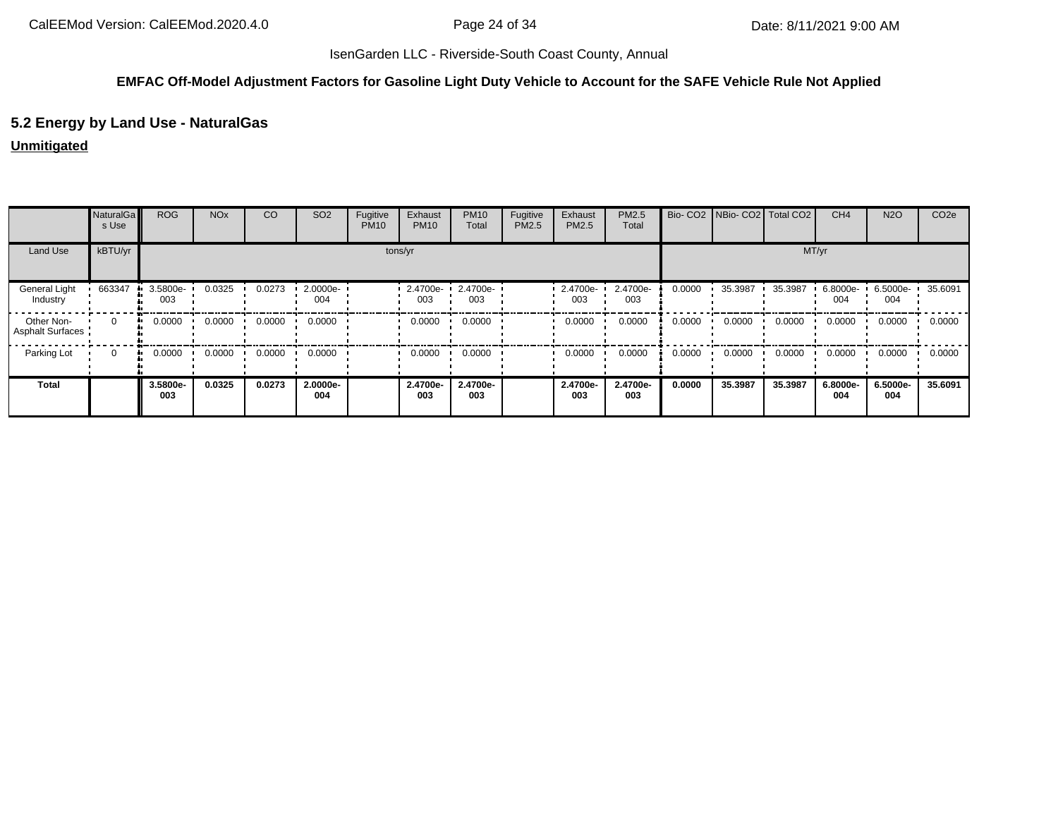IsenGarden LLC - Riverside-South Coast County, Annual

**EMFAC Off-Model Adjustment Factors for Gasoline Light Duty Vehicle to Account for the SAFE Vehicle Rule Not Applied**

## 5.2 Energy by Land Use - NaturalGas

**Unmitigated**

| | NaturalGas Use | ROG | NOx | CO | SO2 | Fugitive PM10 | Exhaust PM10 | PM10 Total | Fugitive PM2.5 | Exhaust PM2.5 | PM2.5 Total | Bio- CO2 | NBio- CO2 | Total CO2 | CH4 | N2O | CO2e |
|---|---|---|---|---|---|---|---|---|---|---|---|---|---|---|---|---|---|
| Land Use | kBTU/yr | tons/yr | | | | | | | | | | MT/yr | | | | | |
| General Light Industry | 663347 | 3.5800e-003 | 0.0325 | 0.0273 | 2.0000e-004 | | 2.4700e-003 | 2.4700e-003 | | 2.4700e-003 | 2.4700e-003 | 0.0000 | 35.3987 | 35.3987 | 6.8000e-004 | 6.5000e-004 | 35.6091 |
| Other Non-Asphalt Surfaces | 0 | 0.0000 | 0.0000 | 0.0000 | 0.0000 | | 0.0000 | 0.0000 | | 0.0000 | 0.0000 | 0.0000 | 0.0000 | 0.0000 | 0.0000 | 0.0000 | 0.0000 |
| Parking Lot | 0 | 0.0000 | 0.0000 | 0.0000 | 0.0000 | | 0.0000 | 0.0000 | | 0.0000 | 0.0000 | 0.0000 | 0.0000 | 0.0000 | 0.0000 | 0.0000 | 0.0000 |
| **Total** | | **3.5800e-003** | **0.0325** | **0.0273** | **2.0000e-004** | | **2.4700e-003** | **2.4700e-003** | | **2.4700e-003** | **2.4700e-003** | **0.0000** | **35.3987** | **35.3987** | **6.8000e-004** | **6.5000e-004** | **35.6091** |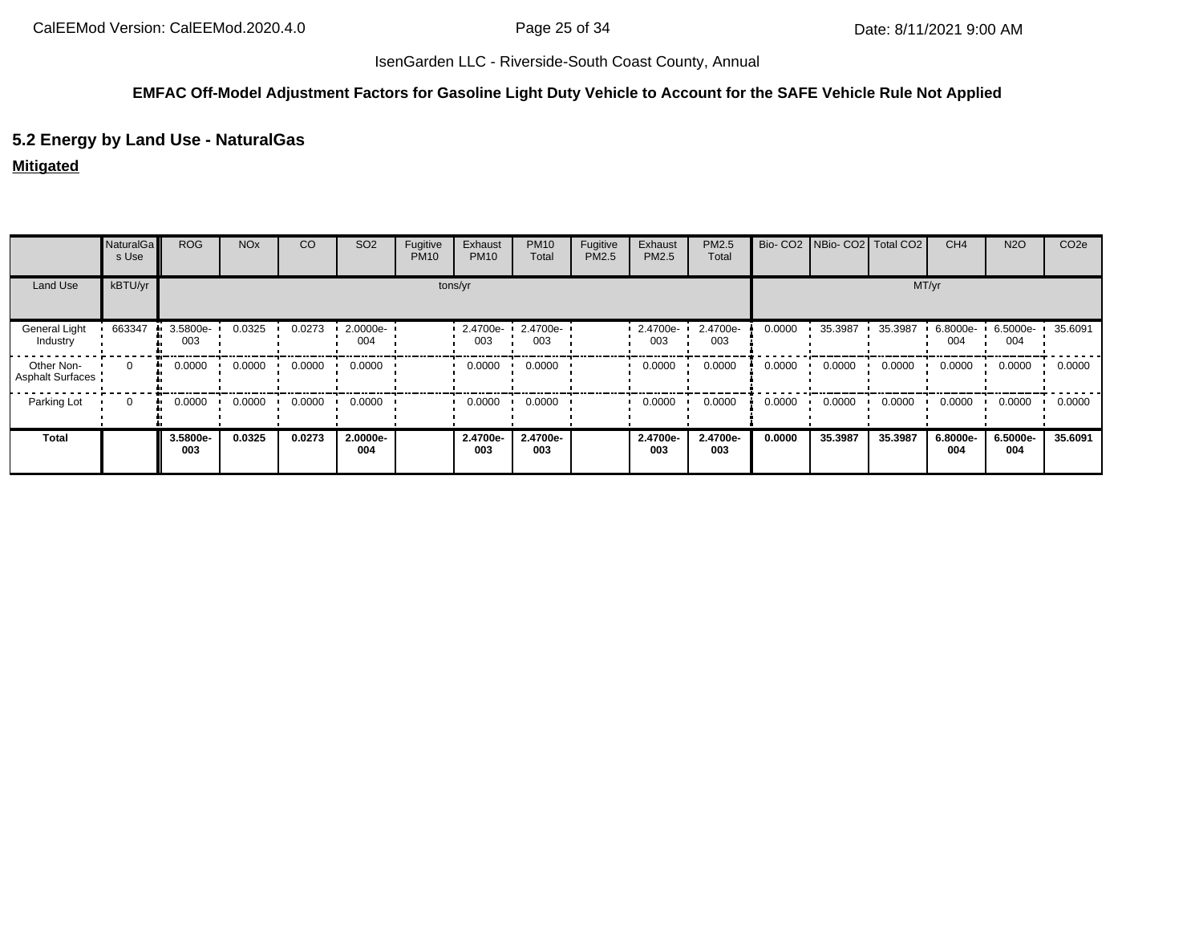**EMFAC Off-Model Adjustment Factors for Gasoline Light Duty Vehicle to Account for the SAFE Vehicle Rule Not Applied**

## 5.2 Energy by Land Use - NaturalGas

**Mitigated**

| | NaturalGas Use | ROG | NOx | CO | SO2 | Fugitive PM10 | Exhaust PM10 | PM10 Total | Fugitive PM2.5 | Exhaust PM2.5 | PM2.5 Total | Bio- CO2 | NBio- CO2 | Total CO2 | CH4 | N2O | CO2e |
|---|---|---|---|---|---|---|---|---|---|---|---|---|---|---|---|---|---|
| Land Use | kBTU/yr | tons/yr | | | | | | | | | | MT/yr | | | | | |
| General Light Industry | 663347 | 3.5800e-003 | 0.0325 | 0.0273 | 2.0000e-004 | | 2.4700e-003 | 2.4700e-003 | | 2.4700e-003 | 2.4700e-003 | 0.0000 | 35.3987 | 35.3987 | 6.8000e-004 | 6.5000e-004 | 35.6091 |
| Other Non-Asphalt Surfaces | 0 | 0.0000 | 0.0000 | 0.0000 | 0.0000 | | 0.0000 | 0.0000 | | 0.0000 | 0.0000 | 0.0000 | 0.0000 | 0.0000 | 0.0000 | 0.0000 | 0.0000 |
| Parking Lot | 0 | 0.0000 | 0.0000 | 0.0000 | 0.0000 | | 0.0000 | 0.0000 | | 0.0000 | 0.0000 | 0.0000 | 0.0000 | 0.0000 | 0.0000 | 0.0000 | 0.0000 |
| **Total** | | **3.5800e-003** | **0.0325** | **0.0273** | **2.0000e-004** | | **2.4700e-003** | **2.4700e-003** | | **2.4700e-003** | **2.4700e-003** | **0.0000** | **35.3987** | **35.3987** | **6.8000e-004** | **6.5000e-004** | **35.6091** |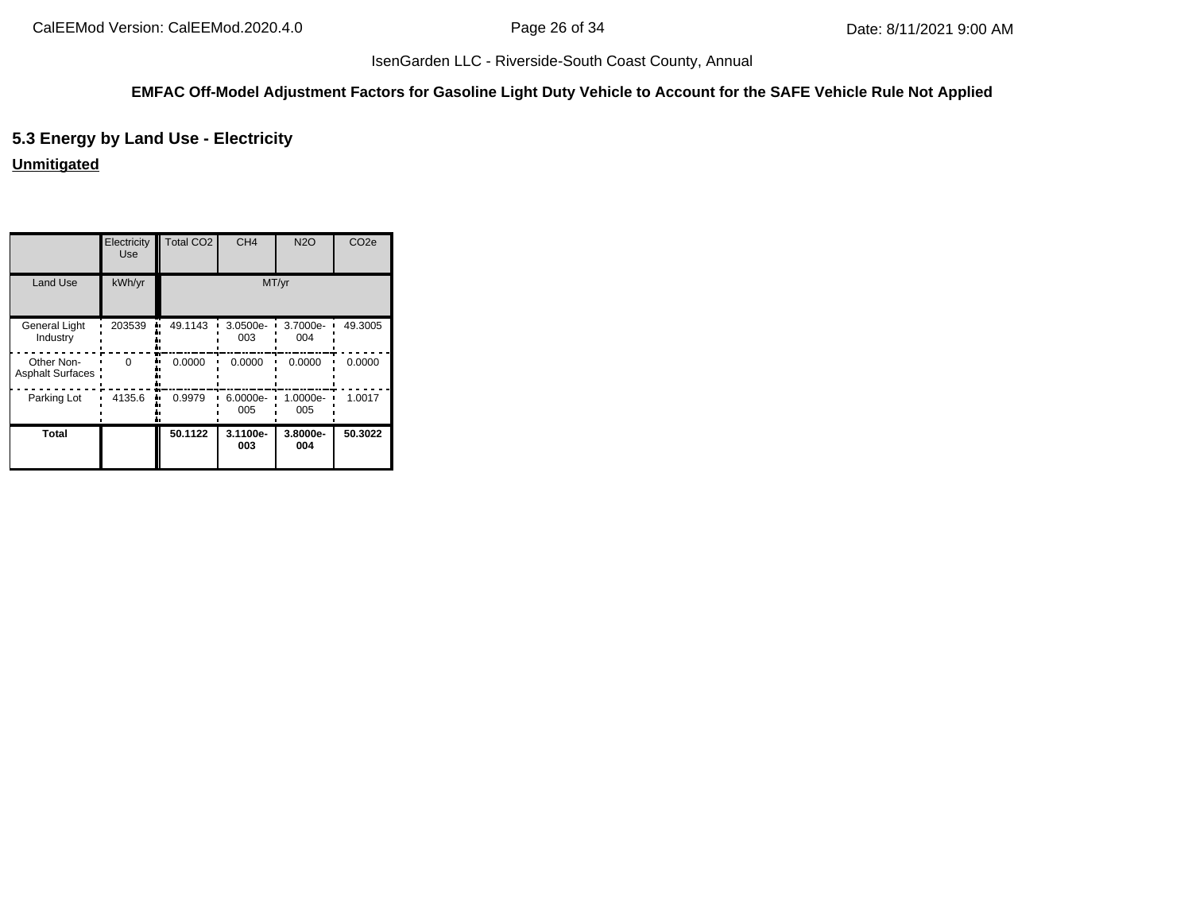**EMFAC Off-Model Adjustment Factors for Gasoline Light Duty Vehicle to Account for the SAFE Vehicle Rule Not Applied**

## 5.3 Energy by Land Use - Electricity

**Unmitigated**

| | Electricity Use | Total CO2 | CH4 | N2O | CO2e |
|---|---|---|---|---|---|
| Land Use | kWh/yr | MT/yr | | | |
| General Light Industry | 203539 | 49.1143 | 3.0500e-003 | 3.7000e-004 | 49.3005 |
| Other Non-Asphalt Surfaces | 0 | 0.0000 | 0.0000 | 0.0000 | 0.0000 |
| Parking Lot | 4135.6 | 0.9979 | 6.0000e-005 | 1.0000e-005 | 1.0017 |
| **Total** | | **50.1122** | **3.1100e-003** | **3.8000e-004** | **50.3022** |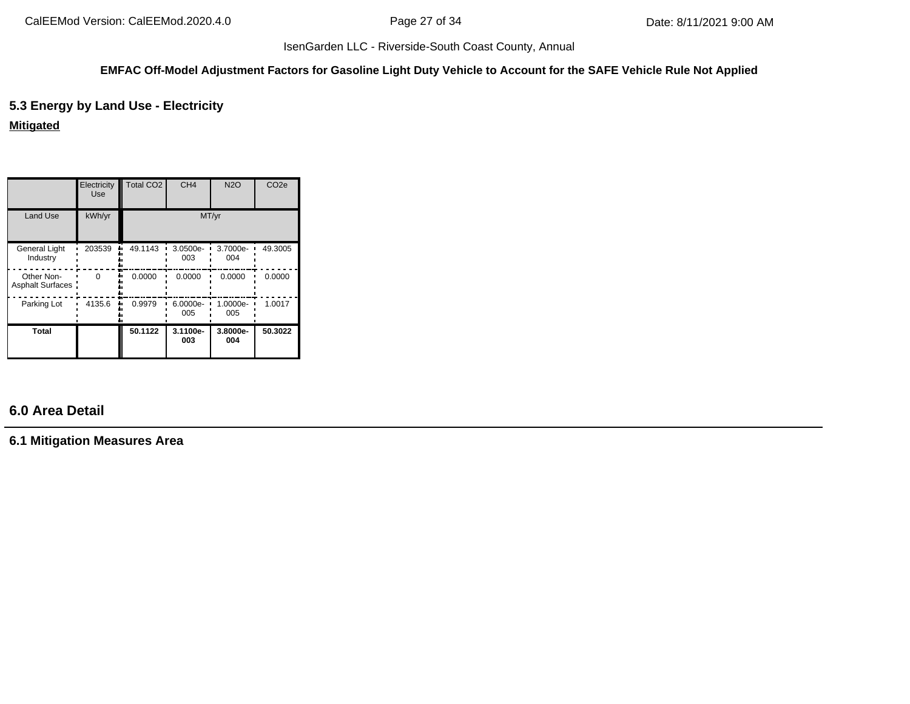**EMFAC Off-Model Adjustment Factors for Gasoline Light Duty Vehicle to Account for the SAFE Vehicle Rule Not Applied**

## 5.3 Energy by Land Use - Electricity

**Mitigated**

| | Electricity Use | Total CO2 | CH4 | N2O | CO2e |
|---|---|---|---|---|---|
| Land Use | kWh/yr | MT/yr | | | |
| General Light Industry | 203539 | 49.1143 | 3.0500e-003 | 3.7000e-004 | 49.3005 |
| Other Non-Asphalt Surfaces | 0 | 0.0000 | 0.0000 | 0.0000 | 0.0000 |
| Parking Lot | 4135.6 | 0.9979 | 6.0000e-005 | 1.0000e-005 | 1.0017 |
| **Total** | | **50.1122** | **3.1100e-003** | **3.8000e-004** | **50.3022** |

## 6.0 Area Detail

### 6.1 Mitigation Measures Area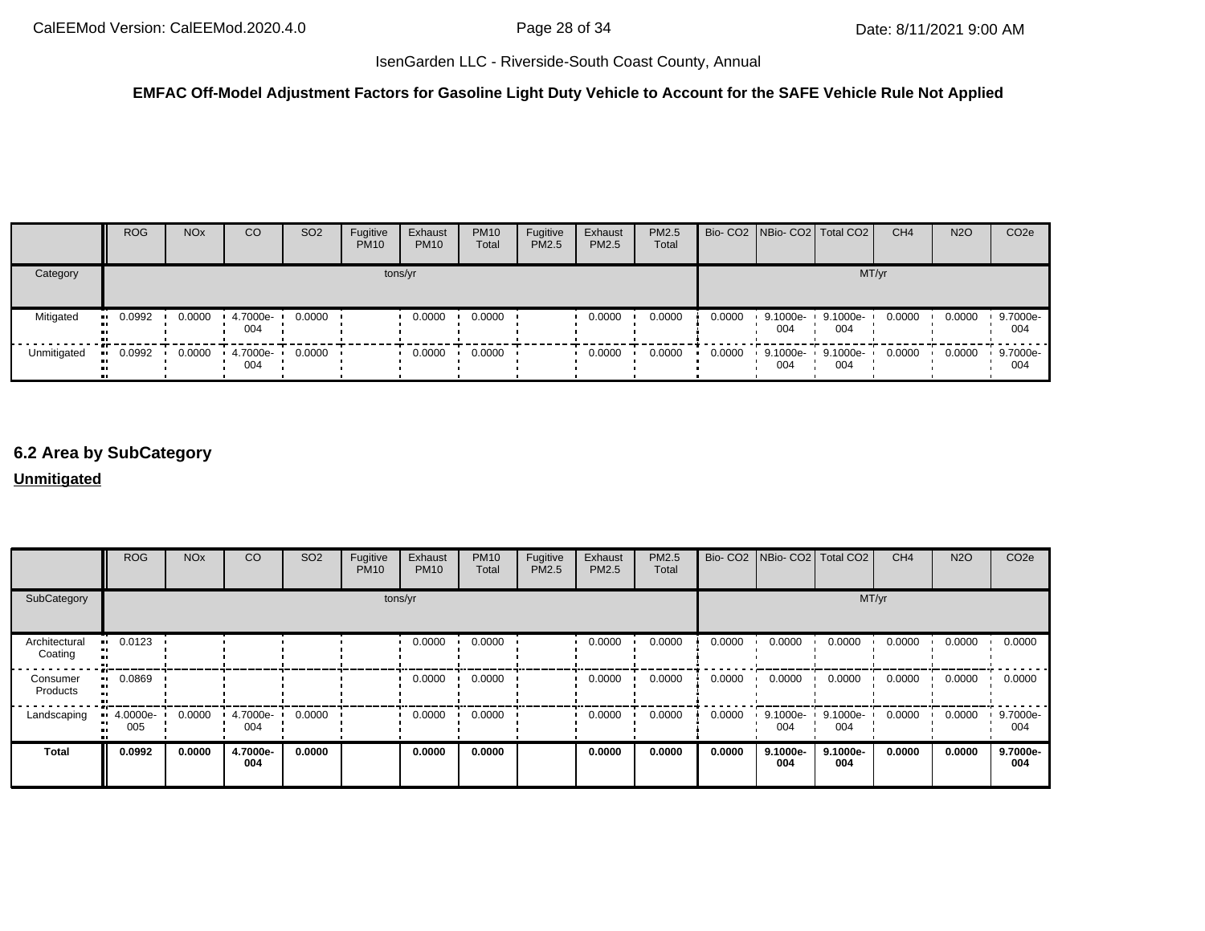IsenGarden LLC - Riverside-South Coast County, Annual

**EMFAC Off-Model Adjustment Factors for Gasoline Light Duty Vehicle to Account for the SAFE Vehicle Rule Not Applied**

| | ROG | NOx | CO | SO2 | Fugitive PM10 | Exhaust PM10 | PM10 Total | Fugitive PM2.5 | Exhaust PM2.5 | PM2.5 Total | Bio- CO2 | NBio- CO2 | Total CO2 | CH4 | N2O | CO2e |
|---|---|---|---|---|---|---|---|---|---|---|---|---|---|---|---|---|
| Category | tons/yr | | | | | | | | | | MT/yr | | | | | |
| Mitigated | 0.0992 | 0.0000 | 4.7000e-004 | 0.0000 | | 0.0000 | 0.0000 | | 0.0000 | 0.0000 | 0.0000 | 9.1000e-004 | 9.1000e-004 | 0.0000 | 0.0000 | 9.7000e-004 |
| Unmitigated | 0.0992 | 0.0000 | 4.7000e-004 | 0.0000 | | 0.0000 | 0.0000 | | 0.0000 | 0.0000 | 0.0000 | 9.1000e-004 | 9.1000e-004 | 0.0000 | 0.0000 | 9.7000e-004 |

## 6.2 Area by SubCategory

**Unmitigated**

| | ROG | NOx | CO | SO2 | Fugitive PM10 | Exhaust PM10 | PM10 Total | Fugitive PM2.5 | Exhaust PM2.5 | PM2.5 Total | Bio- CO2 | NBio- CO2 | Total CO2 | CH4 | N2O | CO2e |
|---|---|---|---|---|---|---|---|---|---|---|---|---|---|---|---|---|
| SubCategory | tons/yr | | | | | | | | | | MT/yr | | | | | |
| Architectural Coating | 0.0123 | | | | | 0.0000 | 0.0000 | | 0.0000 | 0.0000 | 0.0000 | 0.0000 | 0.0000 | 0.0000 | 0.0000 | 0.0000 |
| Consumer Products | 0.0869 | | | | | 0.0000 | 0.0000 | | 0.0000 | 0.0000 | 0.0000 | 0.0000 | 0.0000 | 0.0000 | 0.0000 | 0.0000 |
| Landscaping | 4.0000e-005 | 0.0000 | 4.7000e-004 | 0.0000 | | 0.0000 | 0.0000 | | 0.0000 | 0.0000 | 0.0000 | 9.1000e-004 | 9.1000e-004 | 0.0000 | 0.0000 | 9.7000e-004 |
| **Total** | **0.0992** | **0.0000** | **4.7000e-004** | **0.0000** | | **0.0000** | **0.0000** | | **0.0000** | **0.0000** | **0.0000** | **9.1000e-004** | **9.1000e-004** | **0.0000** | **0.0000** | **9.7000e-004** |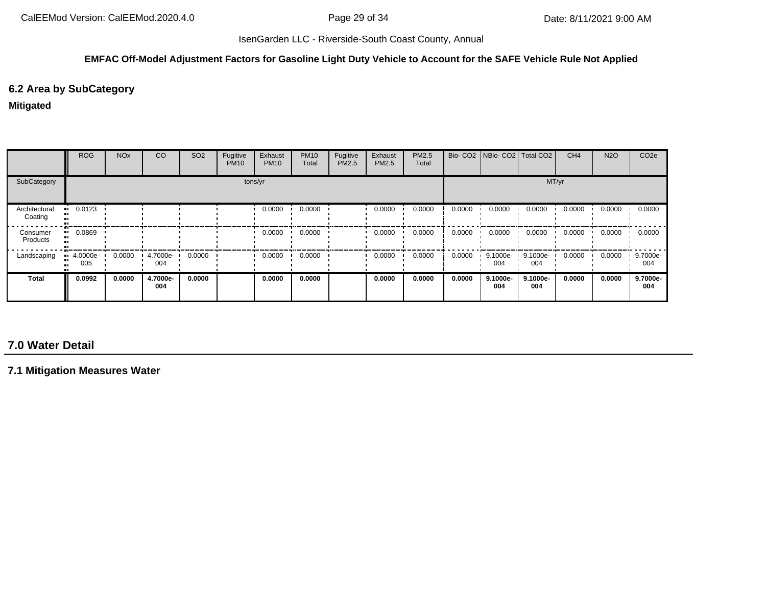IsenGarden LLC - Riverside-South Coast County, Annual

**EMFAC Off-Model Adjustment Factors for Gasoline Light Duty Vehicle to Account for the SAFE Vehicle Rule Not Applied**

## 6.2 Area by SubCategory

**Mitigated**

| | ROG | NOx | CO | SO2 | Fugitive PM10 | Exhaust PM10 | PM10 Total | Fugitive PM2.5 | Exhaust PM2.5 | PM2.5 Total | Bio- CO2 | NBio- CO2 | Total CO2 | CH4 | N2O | CO2e |
|---|---|---|---|---|---|---|---|---|---|---|---|---|---|---|---|---|
| SubCategory | tons/yr | | | | | | | | | | MT/yr | | | | | |
| Architectural Coating | 0.0123 | | | | | 0.0000 | 0.0000 | | 0.0000 | 0.0000 | 0.0000 | 0.0000 | 0.0000 | 0.0000 | 0.0000 | 0.0000 |
| Consumer Products | 0.0869 | | | | | 0.0000 | 0.0000 | | 0.0000 | 0.0000 | 0.0000 | 0.0000 | 0.0000 | 0.0000 | 0.0000 | 0.0000 |
| Landscaping | 4.0000e-005 | 0.0000 | 4.7000e-004 | 0.0000 | | 0.0000 | 0.0000 | | 0.0000 | 0.0000 | 0.0000 | 9.1000e-004 | 9.1000e-004 | 0.0000 | 0.0000 | 9.7000e-004 |
| **Total** | **0.0992** | **0.0000** | **4.7000e-004** | **0.0000** | | **0.0000** | **0.0000** | | **0.0000** | **0.0000** | **0.0000** | **9.1000e-004** | **9.1000e-004** | **0.0000** | **0.0000** | **9.7000e-004** |

# 7.0 Water Detail

## 7.1 Mitigation Measures Water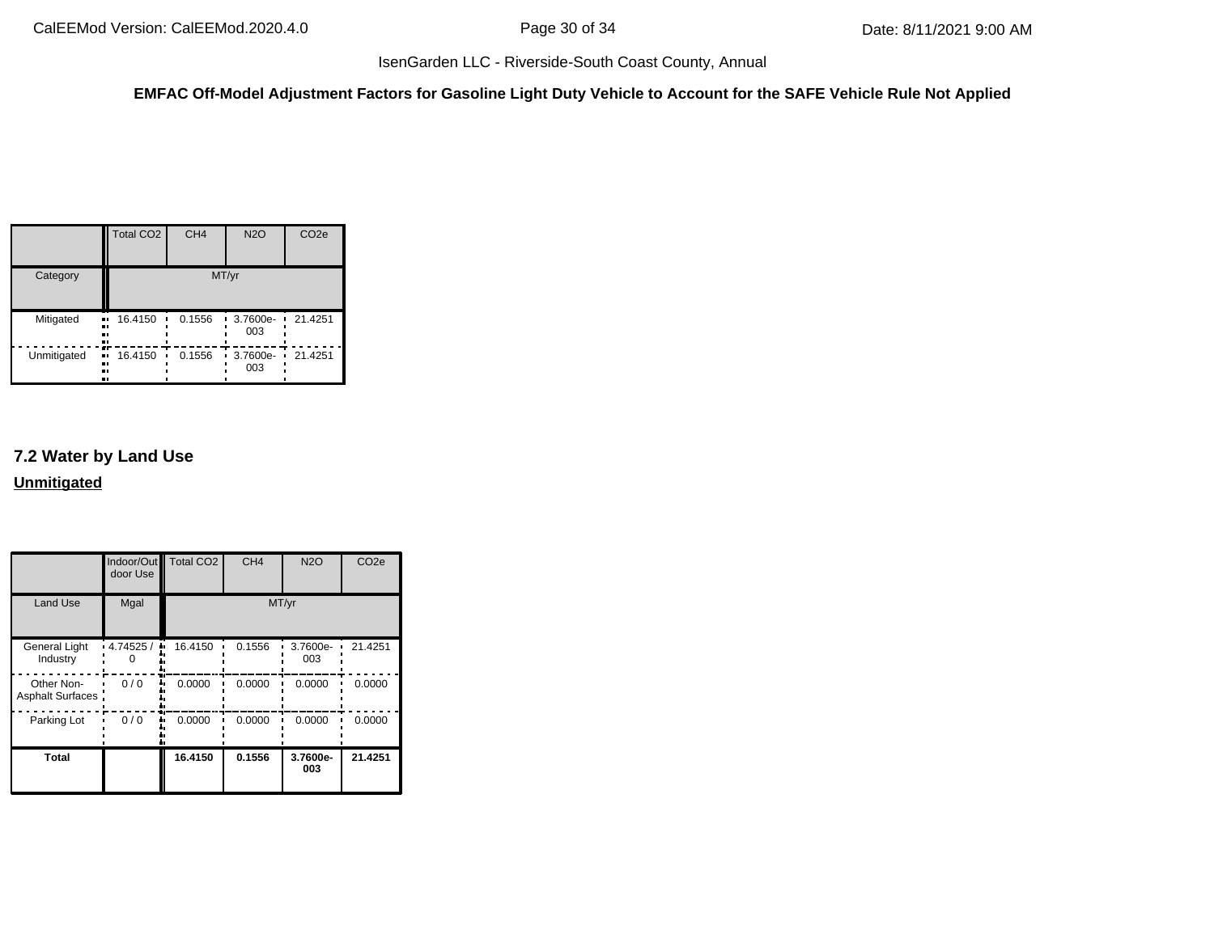EMFAC Off-Model Adjustment Factors for Gasoline Light Duty Vehicle to Account for the SAFE Vehicle Rule Not Applied

| | Total CO2 | CH4 | N2O | CO2e |
|---|---|---|---|---|
| Category | MT/yr | | | |
| Mitigated | 16.4150 | 0.1556 | 3.7600e-003 | 21.4251 |
| Unmitigated | 16.4150 | 0.1556 | 3.7600e-003 | 21.4251 |

## 7.2 Water by Land Use

**Unmitigated**

| | Indoor/Outdoor Use | Total CO2 | CH4 | N2O | CO2e |
|---|---|---|---|---|---|
| Land Use | Mgal | MT/yr | | | |
| General Light Industry | 4.74525 / 0 | 16.4150 | 0.1556 | 3.7600e-003 | 21.4251 |
| Other Non-Asphalt Surfaces | 0 / 0 | 0.0000 | 0.0000 | 0.0000 | 0.0000 |
| Parking Lot | 0 / 0 | 0.0000 | 0.0000 | 0.0000 | 0.0000 |
| **Total** | | **16.4150** | **0.1556** | **3.7600e-003** | **21.4251** |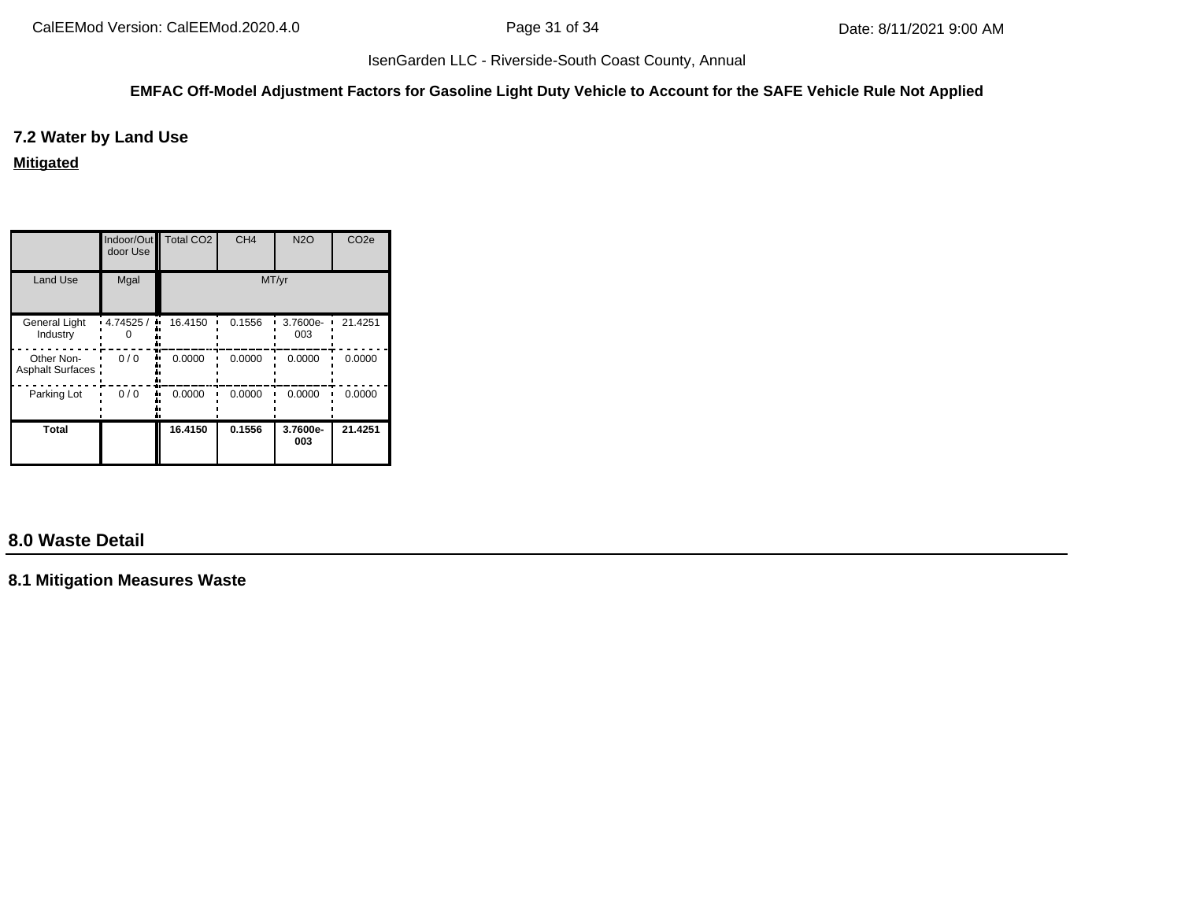**EMFAC Off-Model Adjustment Factors for Gasoline Light Duty Vehicle to Account for the SAFE Vehicle Rule Not Applied**

## 7.2 Water by Land Use

**Mitigated**

| | Indoor/Outdoor Use | Total CO2 | CH4 | N2O | CO2e |
|---|---|---|---|---|---|
| Land Use | Mgal | MT/yr | | | |
| General Light Industry | 4.74525 / 0 | 16.4150 | 0.1556 | 3.7600e-003 | 21.4251 |
| Other Non-Asphalt Surfaces | 0 / 0 | 0.0000 | 0.0000 | 0.0000 | 0.0000 |
| Parking Lot | 0 / 0 | 0.0000 | 0.0000 | 0.0000 | 0.0000 |
| **Total** | | **16.4150** | **0.1556** | **3.7600e-003** | **21.4251** |

# 8.0 Waste Detail

## 8.1 Mitigation Measures Waste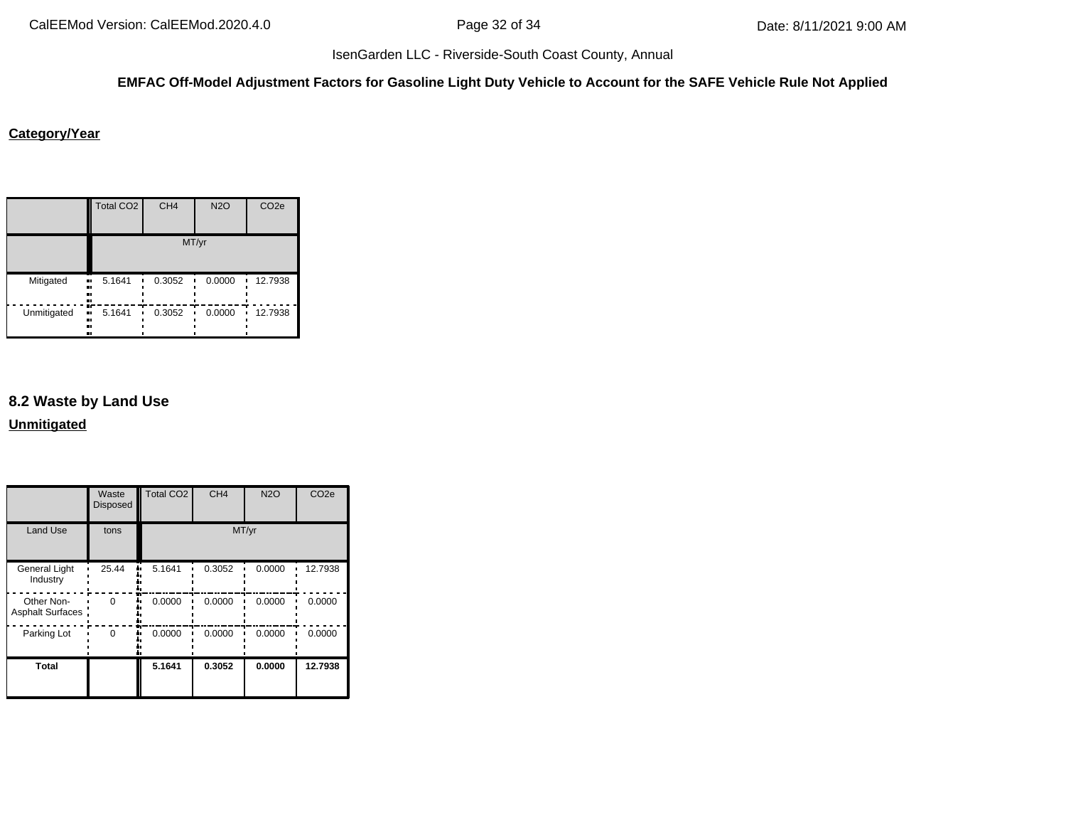**EMFAC Off-Model Adjustment Factors for Gasoline Light Duty Vehicle to Account for the SAFE Vehicle Rule Not Applied**

**Category/Year**

| | Total CO2 | CH4 | N2O | CO2e |
|---|---|---|---|---|
| | MT/yr | | | |
| Mitigated | 5.1641 | 0.3052 | 0.0000 | 12.7938 |
| Unmitigated | 5.1641 | 0.3052 | 0.0000 | 12.7938 |

## 8.2 Waste by Land Use

**Unmitigated**

| | Waste Disposed | Total CO2 | CH4 | N2O | CO2e |
|---|---|---|---|---|---|
| Land Use | tons | MT/yr | | | |
| General Light Industry | 25.44 | 5.1641 | 0.3052 | 0.0000 | 12.7938 |
| Other Non-Asphalt Surfaces | 0 | 0.0000 | 0.0000 | 0.0000 | 0.0000 |
| Parking Lot | 0 | 0.0000 | 0.0000 | 0.0000 | 0.0000 |
| **Total** | | **5.1641** | **0.3052** | **0.0000** | **12.7938** |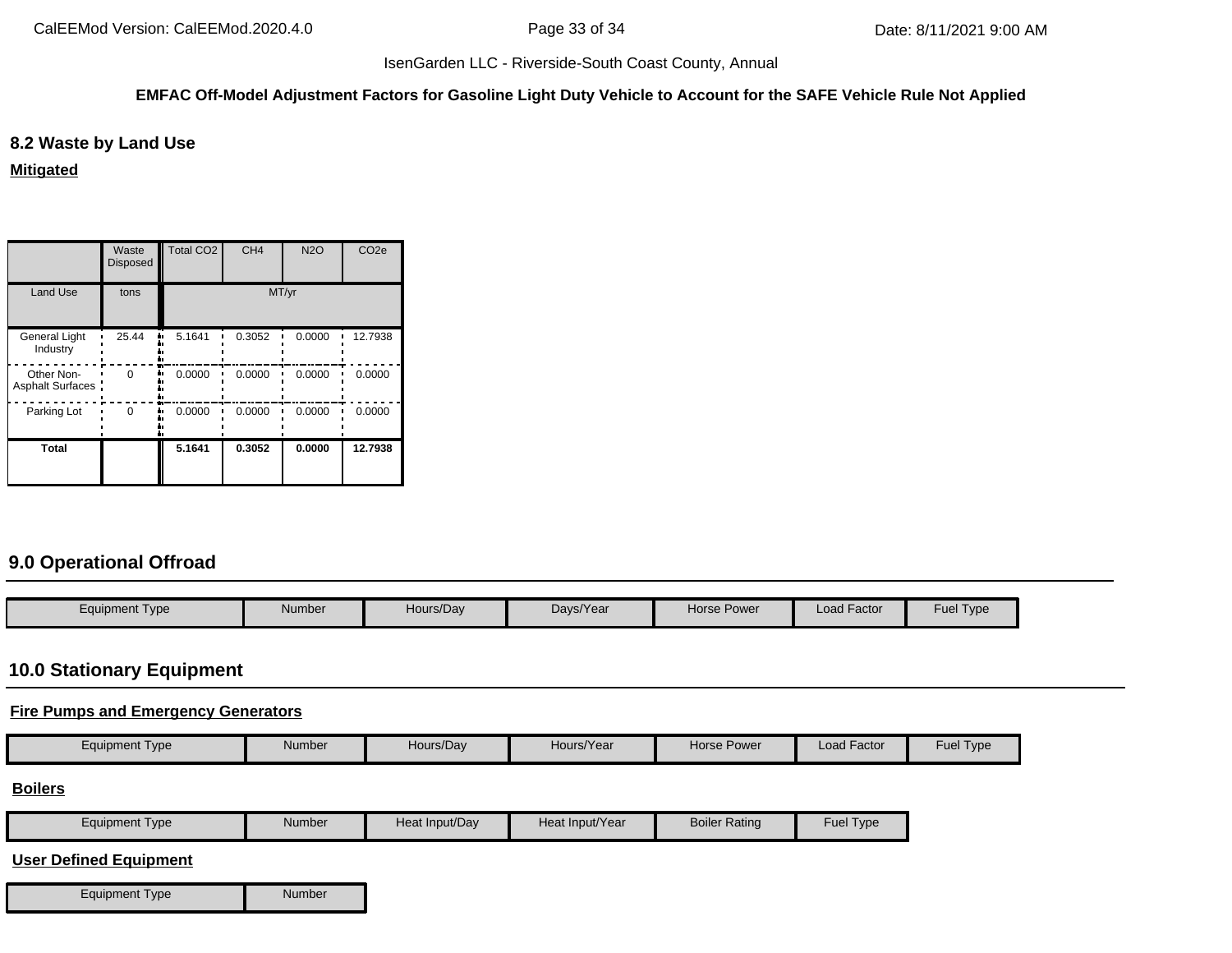## 8.2 Waste by Land Use

**Mitigated**

| | Waste Disposed | Total CO2 | CH4 | N2O | CO2e |
|---|---|---|---|---|---|
| Land Use | tons | MT/yr | | | |
| General Light Industry | 25.44 | 5.1641 | 0.3052 | 0.0000 | 12.7938 |
| Other Non-Asphalt Surfaces | 0 | 0.0000 | 0.0000 | 0.0000 | 0.0000 |
| Parking Lot | 0 | 0.0000 | 0.0000 | 0.0000 | 0.0000 |
| **Total** | | **5.1641** | **0.3052** | **0.0000** | **12.7938** |

## 9.0 Operational Offroad

| Equipment Type | Number | Hours/Day | Days/Year | Horse Power | Load Factor | Fuel Type |
|---|---|---|---|---|---|---|

## 10.0 Stationary Equipment

**Fire Pumps and Emergency Generators**

| Equipment Type | Number | Hours/Day | Hours/Year | Horse Power | Load Factor | Fuel Type |
|---|---|---|---|---|---|---|

**Boilers**

| Equipment Type | Number | Heat Input/Day | Heat Input/Year | Boiler Rating | Fuel Type |
|---|---|---|---|---|---|

**User Defined Equipment**

| Equipment Type | Number |
|---|---|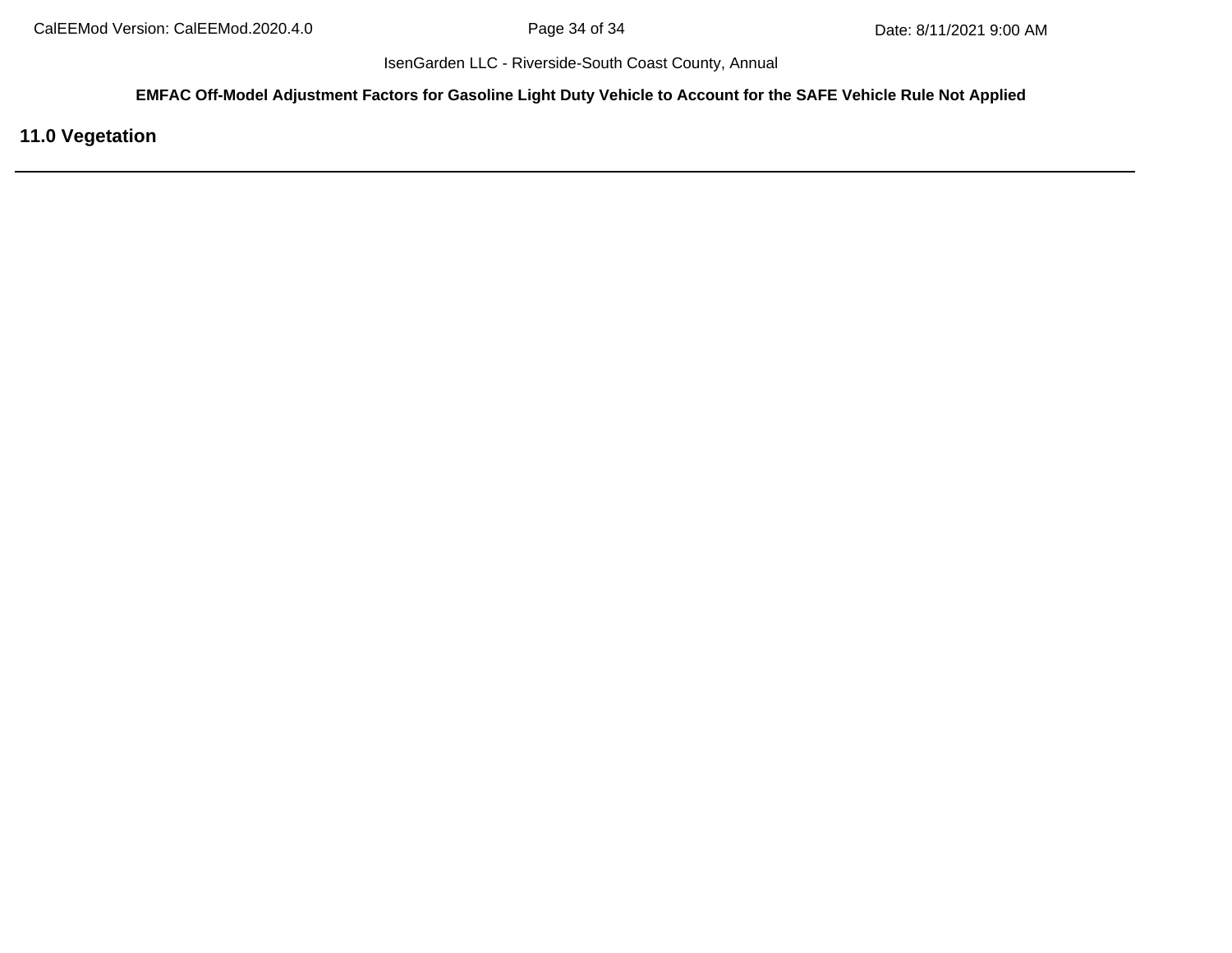## 11.0 Vegetation

---